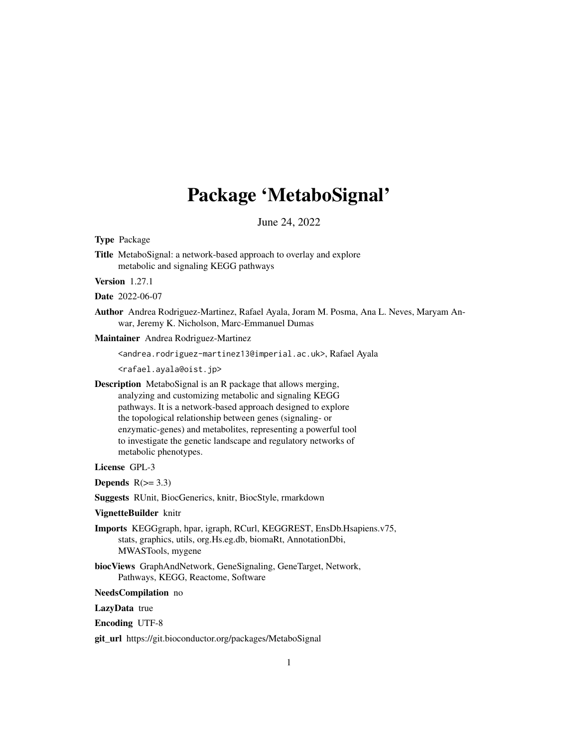# Package 'MetaboSignal'

June 24, 2022

**Type** Package

**Title** MetaboSignal: a network-based approach to overlay and explore metabolic and signaling KEGG pathways

**Version** 1.27.1

**Date** 2022-06-07

**Author** Andrea Rodriguez-Martinez, Rafael Ayala, Joram M. Posma, Ana L. Neves, Maryam Anwar, Jeremy K. Nicholson, Marc-Emmanuel Dumas

**Maintainer** Andrea Rodriguez-Martinez

<andrea.rodriguez-martinez13@imperial.ac.uk>, Rafael Ayala

<rafael.ayala@oist.jp>

**Description** MetaboSignal is an R package that allows merging, analyzing and customizing metabolic and signaling KEGG pathways. It is a network-based approach designed to explore the topological relationship between genes (signaling- or enzymatic-genes) and metabolites, representing a powerful tool to investigate the genetic landscape and regulatory networks of metabolic phenotypes.

**License** GPL-3

**Depends** R(>= 3.3)

**Suggests** RUnit, BiocGenerics, knitr, BiocStyle, rmarkdown

**VignetteBuilder** knitr

**Imports** KEGGgraph, hpar, igraph, RCurl, KEGGREST, EnsDb.Hsapiens.v75, stats, graphics, utils, org.Hs.eg.db, biomaRt, AnnotationDbi, MWASTools, mygene

**biocViews** GraphAndNetwork, GeneSignaling, GeneTarget, Network, Pathways, KEGG, Reactome, Software

**NeedsCompilation** no

**LazyData** true

**Encoding** UTF-8

**git_url** https://git.bioconductor.org/packages/MetaboSignal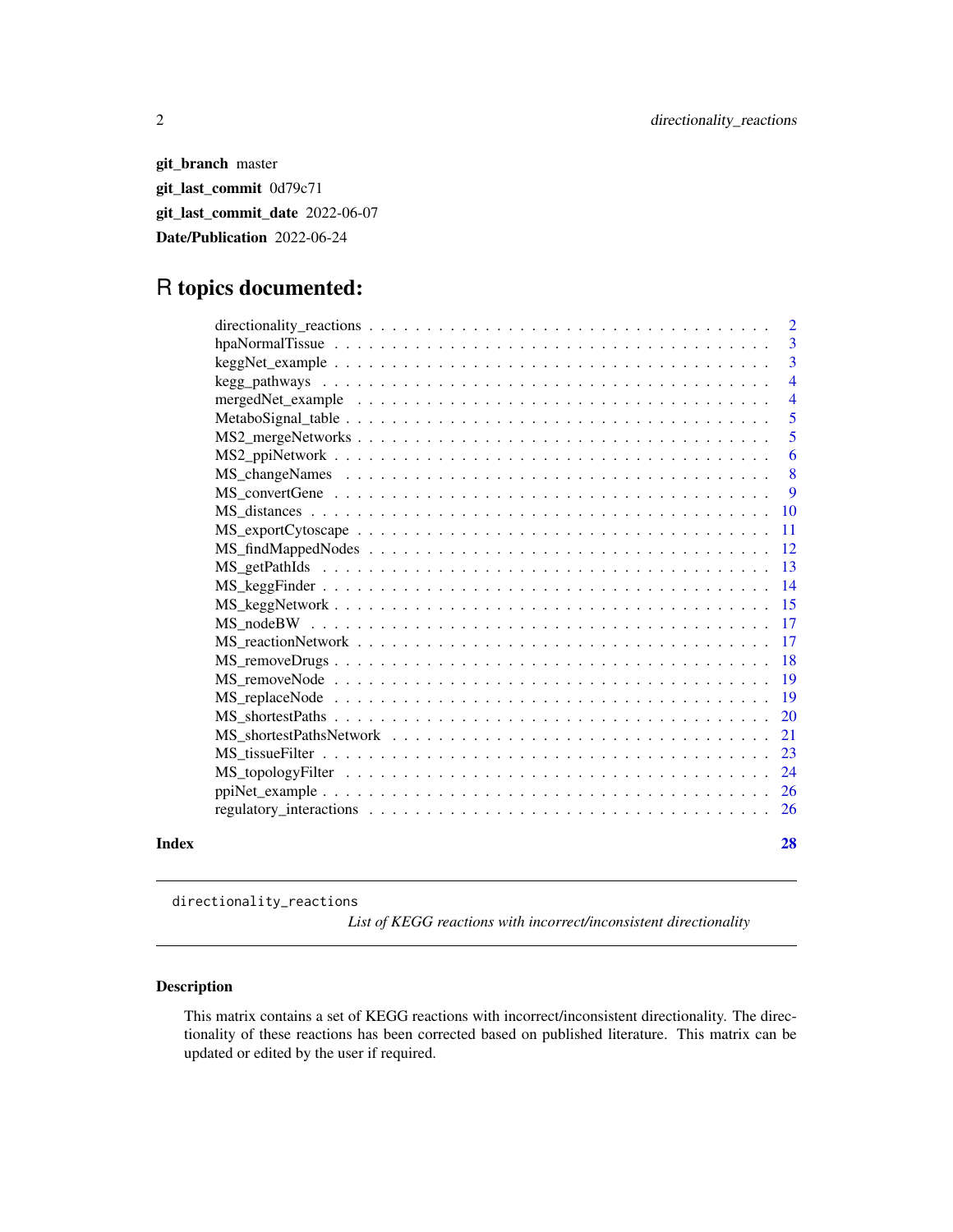**git_branch** master

**git_last_commit** 0d79c71

**git_last_commit_date** 2022-06-07

**Date/Publication** 2022-06-24

# R topics documented:

| | |
|---|---|
| directionality_reactions | 2 |
| hpaNormalTissue | 3 |
| keggNet_example | 3 |
| kegg_pathways | 4 |
| mergedNet_example | 4 |
| MetaboSignal_table | 5 |
| MS2_mergeNetworks | 5 |
| MS2_ppiNetwork | 6 |
| MS_changeNames | 8 |
| MS_convertGene | 9 |
| MS_distances | 10 |
| MS_exportCytoscape | 11 |
| MS_findMappedNodes | 12 |
| MS_getPathIds | 13 |
| MS_keggFinder | 14 |
| MS_keggNetwork | 15 |
| MS_nodeBW | 17 |
| MS_reactionNetwork | 17 |
| MS_removeDrugs | 18 |
| MS_removeNode | 19 |
| MS_replaceNode | 19 |
| MS_shortestPaths | 20 |
| MS_shortestPathsNetwork | 21 |
| MS_tissueFilter | 23 |
| MS_topologyFilter | 24 |
| ppiNet_example | 26 |
| regulatory_interactions | 26 |

**Index** **28**

---

## directionality_reactions

*List of KEGG reactions with incorrect/inconsistent directionality*

### Description

This matrix contains a set of KEGG reactions with incorrect/inconsistent directionality. The directionality of these reactions has been corrected based on published literature. This matrix can be updated or edited by the user if required.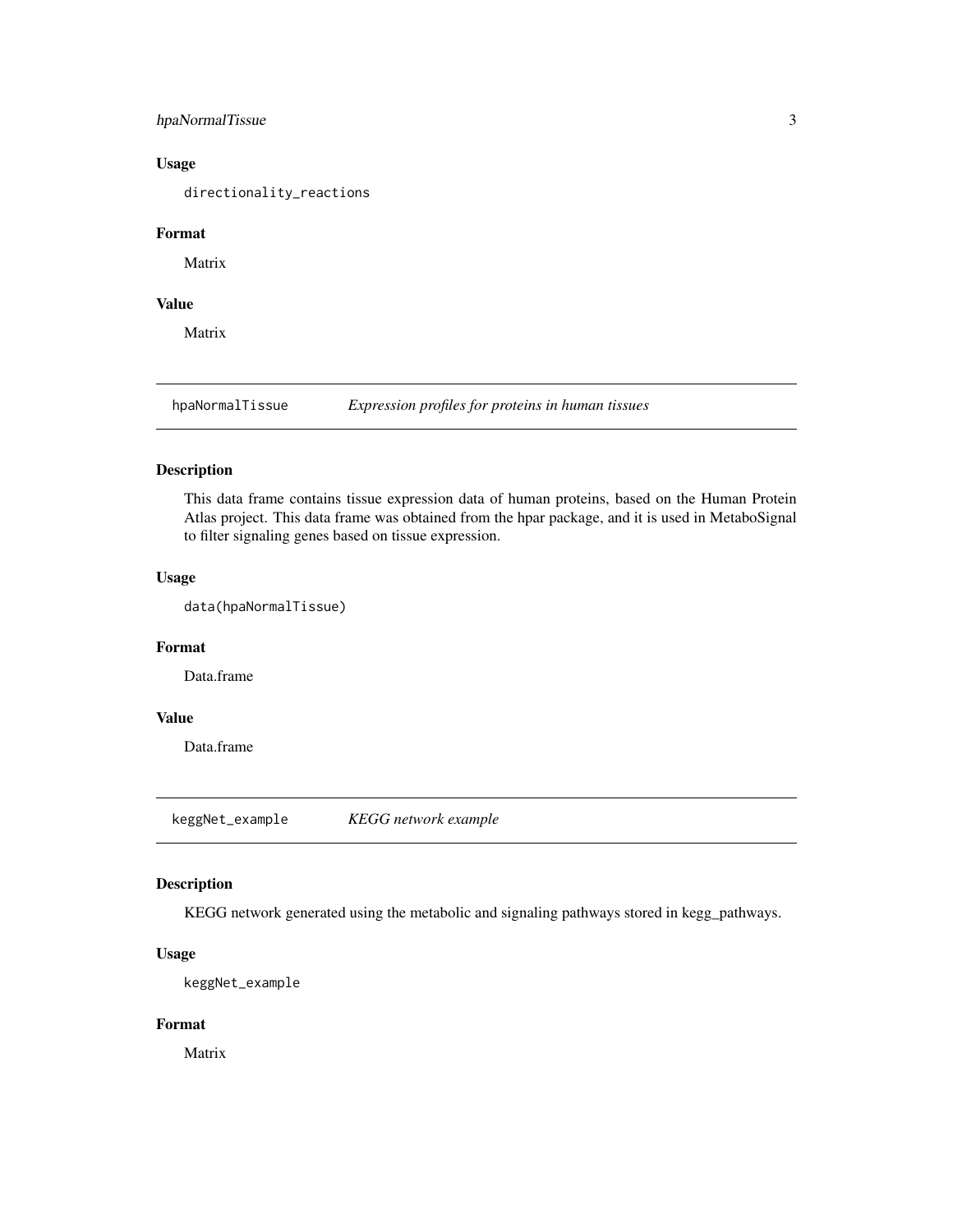### Usage

```
directionality_reactions
```

### Format

Matrix

### Value

Matrix

---

## hpaNormalTissue *Expression profiles for proteins in human tissues*

---

### Description

This data frame contains tissue expression data of human proteins, based on the Human Protein Atlas project. This data frame was obtained from the hpar package, and it is used in MetaboSignal to filter signaling genes based on tissue expression.

### Usage

```
data(hpaNormalTissue)
```

### Format

Data.frame

### Value

Data.frame

---

## keggNet_example *KEGG network example*

---

### Description

KEGG network generated using the metabolic and signaling pathways stored in kegg_pathways.

### Usage

```
keggNet_example
```

### Format

Matrix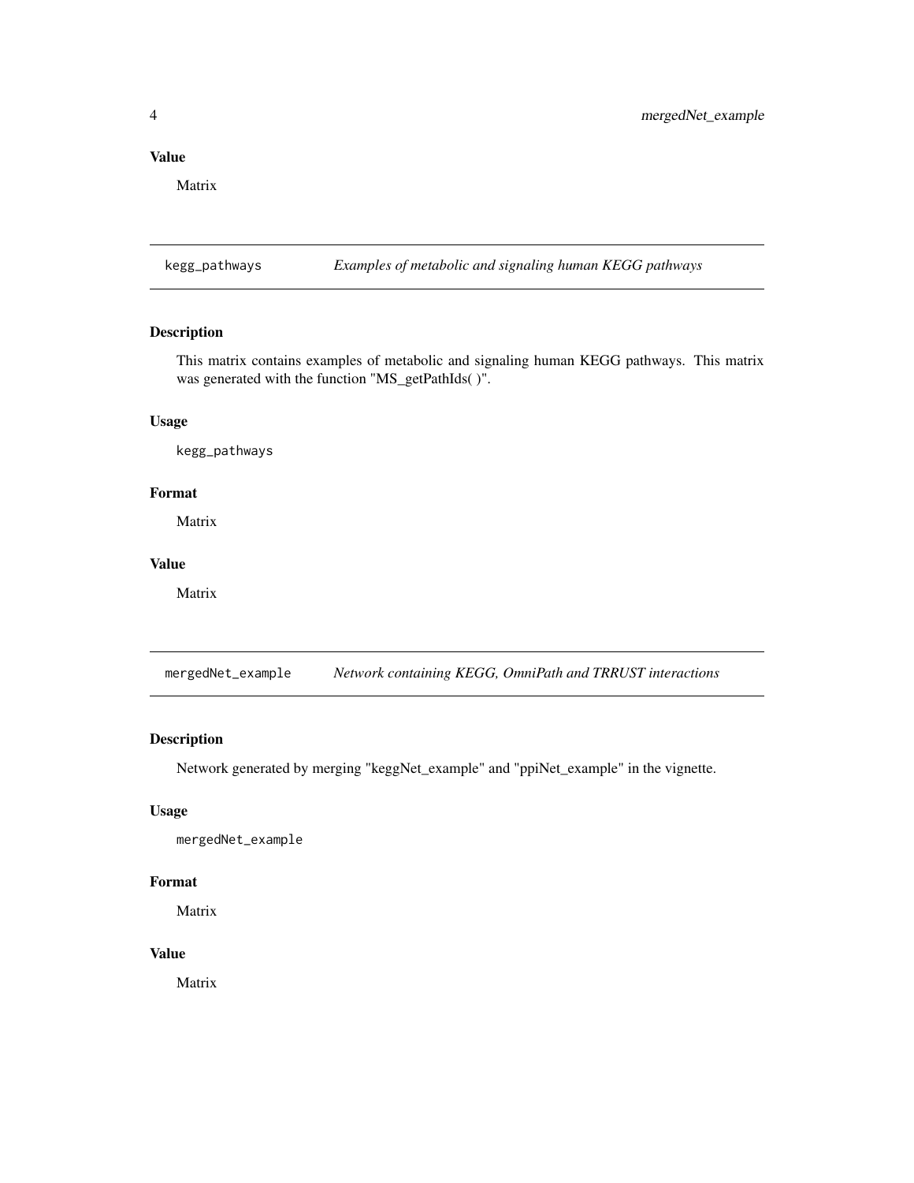## Value

Matrix

---

## kegg_pathways — *Examples of metabolic and signaling human KEGG pathways*

### Description

This matrix contains examples of metabolic and signaling human KEGG pathways. This matrix was generated with the function "MS_getPathIds( )".

### Usage

```
kegg_pathways
```

### Format

Matrix

### Value

Matrix

---

## mergedNet_example — *Network containing KEGG, OmniPath and TRRUST interactions*

### Description

Network generated by merging "keggNet_example" and "ppiNet_example" in the vignette.

### Usage

```
mergedNet_example
```

### Format

Matrix

### Value

Matrix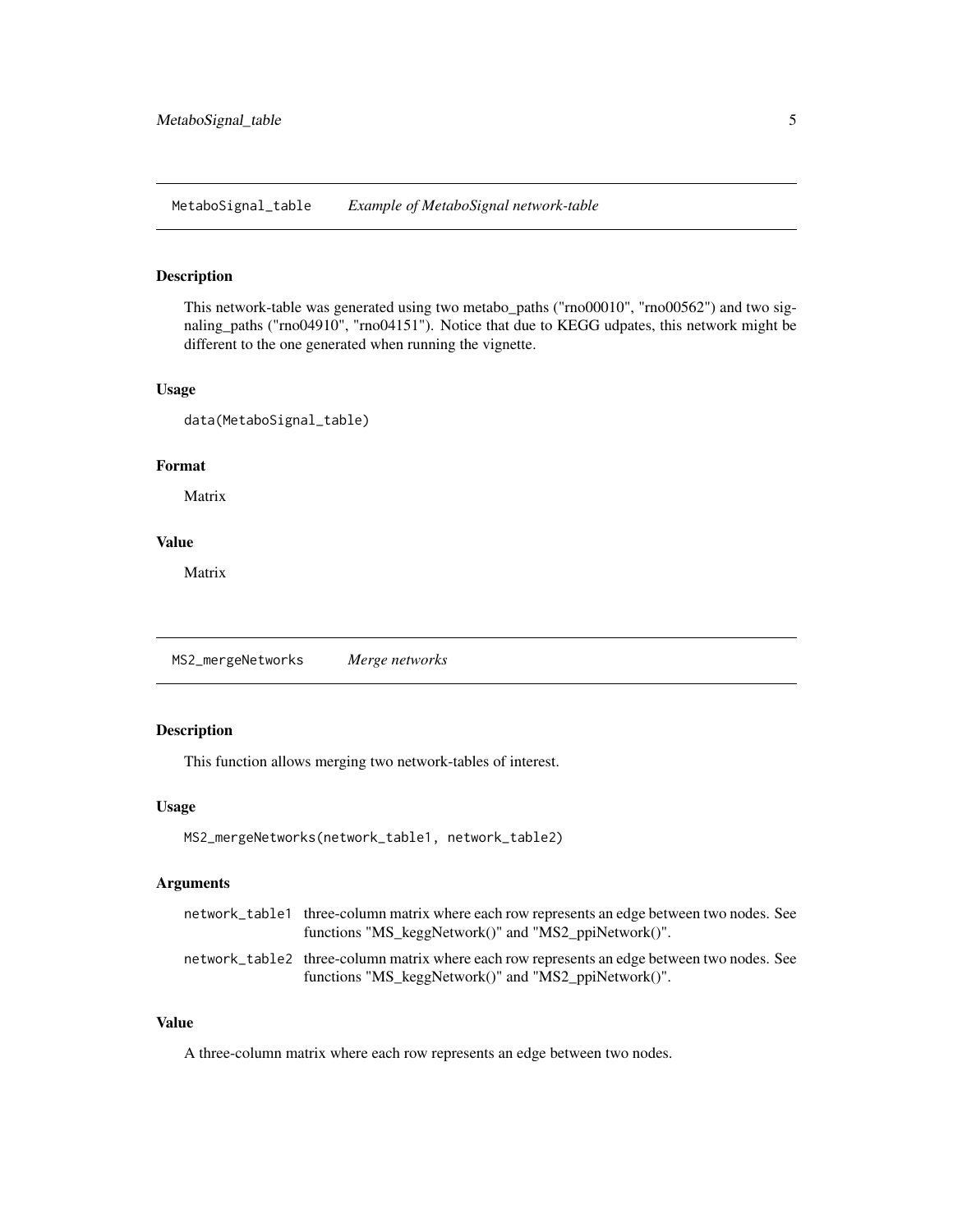## MetaboSignal_table *Example of MetaboSignal network-table*

### Description

This network-table was generated using two metabo_paths ("rno00010", "rno00562") and two signaling_paths ("rno04910", "rno04151"). Notice that due to KEGG udpates, this network might be different to the one generated when running the vignette.

### Usage

```
data(MetaboSignal_table)
```

### Format

Matrix

### Value

Matrix

## MS2_mergeNetworks *Merge networks*

### Description

This function allows merging two network-tables of interest.

### Usage

```
MS2_mergeNetworks(network_table1, network_table2)
```

### Arguments

| | |
|---|---|
| network_table1 | three-column matrix where each row represents an edge between two nodes. See functions "MS_keggNetwork()" and "MS2_ppiNetwork()". |
| network_table2 | three-column matrix where each row represents an edge between two nodes. See functions "MS_keggNetwork()" and "MS2_ppiNetwork()". |

### Value

A three-column matrix where each row represents an edge between two nodes.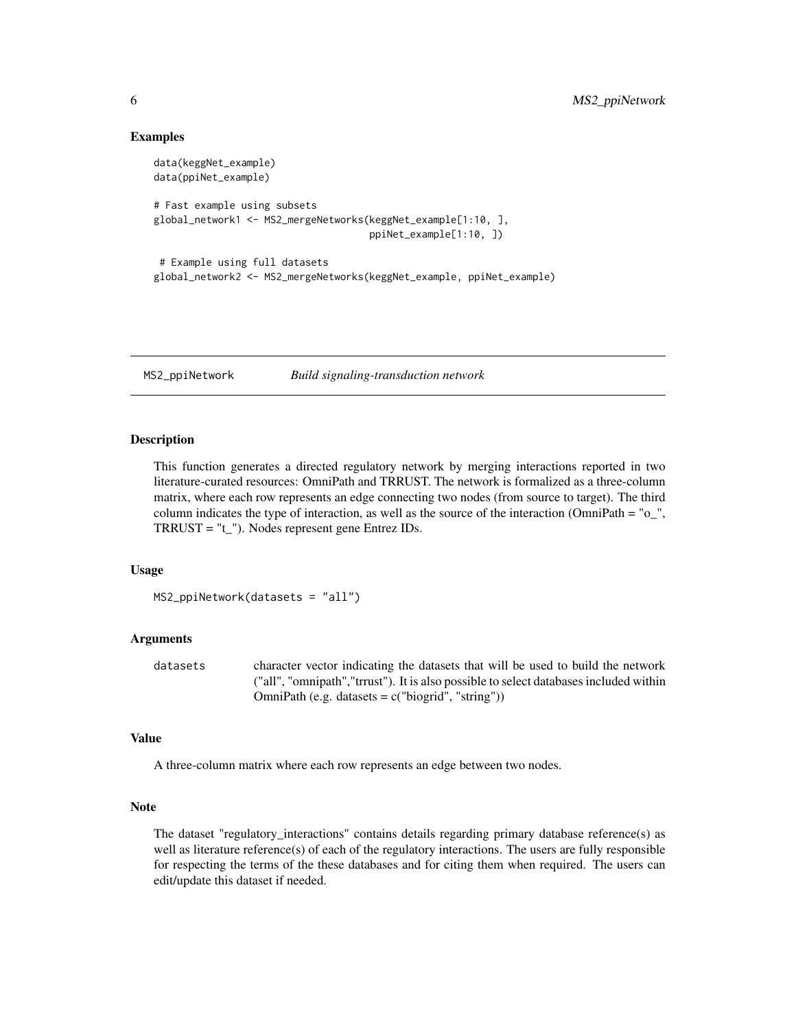### Examples

```
data(keggNet_example)
data(ppiNet_example)

# Fast example using subsets
global_network1 <- MS2_mergeNetworks(keggNet_example[1:10, ],
                                     ppiNet_example[1:10, ])

 # Example using full datasets
global_network2 <- MS2_mergeNetworks(keggNet_example, ppiNet_example)
```

---

## MS2_ppiNetwork    *Build signaling-transduction network*

---

### Description

This function generates a directed regulatory network by merging interactions reported in two literature-curated resources: OmniPath and TRRUST. The network is formalized as a three-column matrix, where each row represents an edge connecting two nodes (from source to target). The third column indicates the type of interaction, as well as the source of the interaction (OmniPath = "o_", TRRUST = "t_"). Nodes represent gene Entrez IDs.

### Usage

```
MS2_ppiNetwork(datasets = "all")
```

### Arguments

| | |
|---|---|
| datasets | character vector indicating the datasets that will be used to build the network ("all", "omnipath","trrust"). It is also possible to select databases included within OmniPath (e.g. datasets = c("biogrid", "string")) |

### Value

A three-column matrix where each row represents an edge between two nodes.

### Note

The dataset "regulatory_interactions" contains details regarding primary database reference(s) as well as literature reference(s) of each of the regulatory interactions. The users are fully responsible for respecting the terms of the these databases and for citing them when required. The users can edit/update this dataset if needed.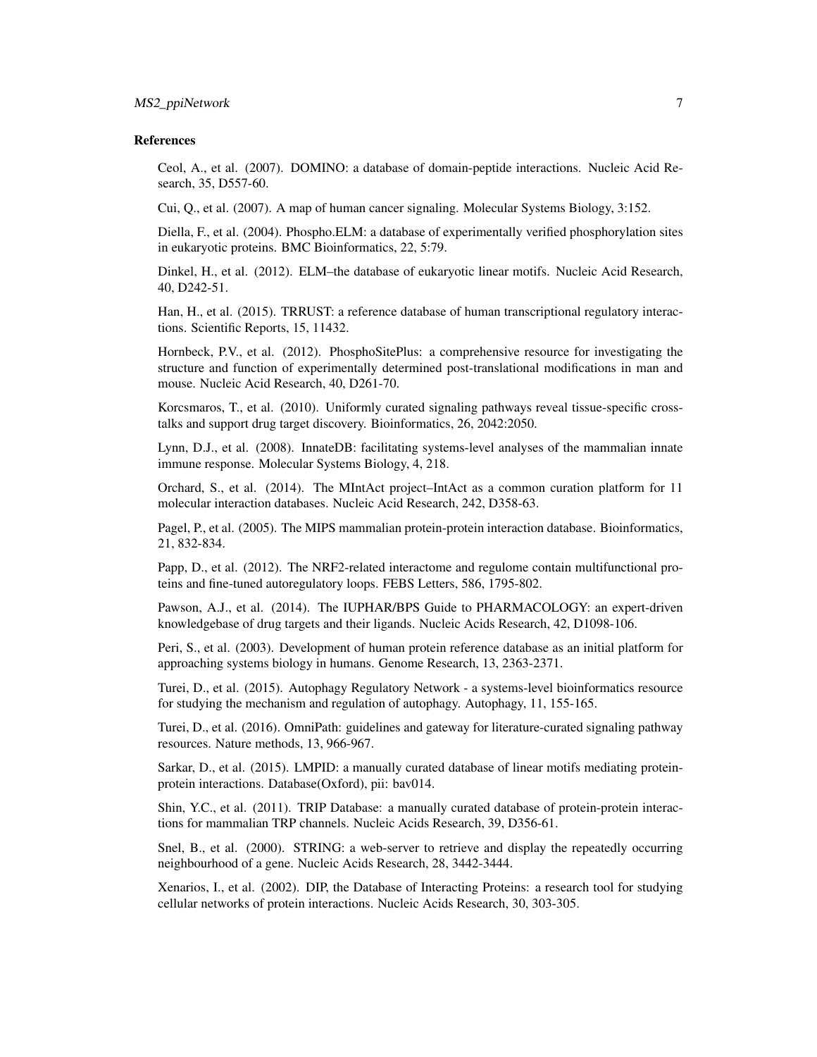### References

Ceol, A., et al. (2007). DOMINO: a database of domain-peptide interactions. Nucleic Acid Research, 35, D557-60.

Cui, Q., et al. (2007). A map of human cancer signaling. Molecular Systems Biology, 3:152.

Diella, F., et al. (2004). Phospho.ELM: a database of experimentally verified phosphorylation sites in eukaryotic proteins. BMC Bioinformatics, 22, 5:79.

Dinkel, H., et al. (2012). ELM–the database of eukaryotic linear motifs. Nucleic Acid Research, 40, D242-51.

Han, H., et al. (2015). TRRUST: a reference database of human transcriptional regulatory interactions. Scientific Reports, 15, 11432.

Hornbeck, P.V., et al. (2012). PhosphoSitePlus: a comprehensive resource for investigating the structure and function of experimentally determined post-translational modifications in man and mouse. Nucleic Acid Research, 40, D261-70.

Korcsmaros, T., et al. (2010). Uniformly curated signaling pathways reveal tissue-specific cross-talks and support drug target discovery. Bioinformatics, 26, 2042:2050.

Lynn, D.J., et al. (2008). InnateDB: facilitating systems-level analyses of the mammalian innate immune response. Molecular Systems Biology, 4, 218.

Orchard, S., et al. (2014). The MIntAct project–IntAct as a common curation platform for 11 molecular interaction databases. Nucleic Acid Research, 242, D358-63.

Pagel, P., et al. (2005). The MIPS mammalian protein-protein interaction database. Bioinformatics, 21, 832-834.

Papp, D., et al. (2012). The NRF2-related interactome and regulome contain multifunctional proteins and fine-tuned autoregulatory loops. FEBS Letters, 586, 1795-802.

Pawson, A.J., et al. (2014). The IUPHAR/BPS Guide to PHARMACOLOGY: an expert-driven knowledgebase of drug targets and their ligands. Nucleic Acids Research, 42, D1098-106.

Peri, S., et al. (2003). Development of human protein reference database as an initial platform for approaching systems biology in humans. Genome Research, 13, 2363-2371.

Turei, D., et al. (2015). Autophagy Regulatory Network - a systems-level bioinformatics resource for studying the mechanism and regulation of autophagy. Autophagy, 11, 155-165.

Turei, D., et al. (2016). OmniPath: guidelines and gateway for literature-curated signaling pathway resources. Nature methods, 13, 966-967.

Sarkar, D., et al. (2015). LMPID: a manually curated database of linear motifs mediating protein-protein interactions. Database(Oxford), pii: bav014.

Shin, Y.C., et al. (2011). TRIP Database: a manually curated database of protein-protein interactions for mammalian TRP channels. Nucleic Acids Research, 39, D356-61.

Snel, B., et al. (2000). STRING: a web-server to retrieve and display the repeatedly occurring neighbourhood of a gene. Nucleic Acids Research, 28, 3442-3444.

Xenarios, I., et al. (2002). DIP, the Database of Interacting Proteins: a research tool for studying cellular networks of protein interactions. Nucleic Acids Research, 30, 303-305.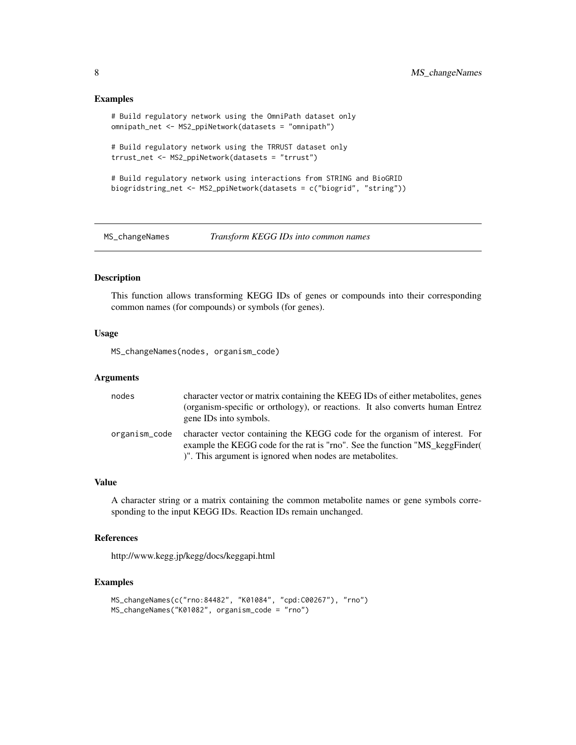### Examples

```
# Build regulatory network using the OmniPath dataset only
omnipath_net <- MS2_ppiNetwork(datasets = "omnipath")

# Build regulatory network using the TRRUST dataset only
trrust_net <- MS2_ppiNetwork(datasets = "trrust")

# Build regulatory network using interactions from STRING and BioGRID
biogridstring_net <- MS2_ppiNetwork(datasets = c("biogrid", "string"))
```

---

## MS_changeNames *Transform KEGG IDs into common names*

### Description

This function allows transforming KEGG IDs of genes or compounds into their corresponding common names (for compounds) or symbols (for genes).

### Usage

```
MS_changeNames(nodes, organism_code)
```

### Arguments

| | |
|---|---|
| nodes | character vector or matrix containing the KEEG IDs of either metabolites, genes (organism-specific or orthology), or reactions. It also converts human Entrez gene IDs into symbols. |
| organism_code | character vector containing the KEGG code for the organism of interest. For example the KEGG code for the rat is "rno". See the function "MS_keggFinder( )". This argument is ignored when nodes are metabolites. |

### Value

A character string or a matrix containing the common metabolite names or gene symbols corresponding to the input KEGG IDs. Reaction IDs remain unchanged.

### References

http://www.kegg.jp/kegg/docs/keggapi.html

### Examples

```
MS_changeNames(c("rno:84482", "K01084", "cpd:C00267"), "rno")
MS_changeNames("K01082", organism_code = "rno")
```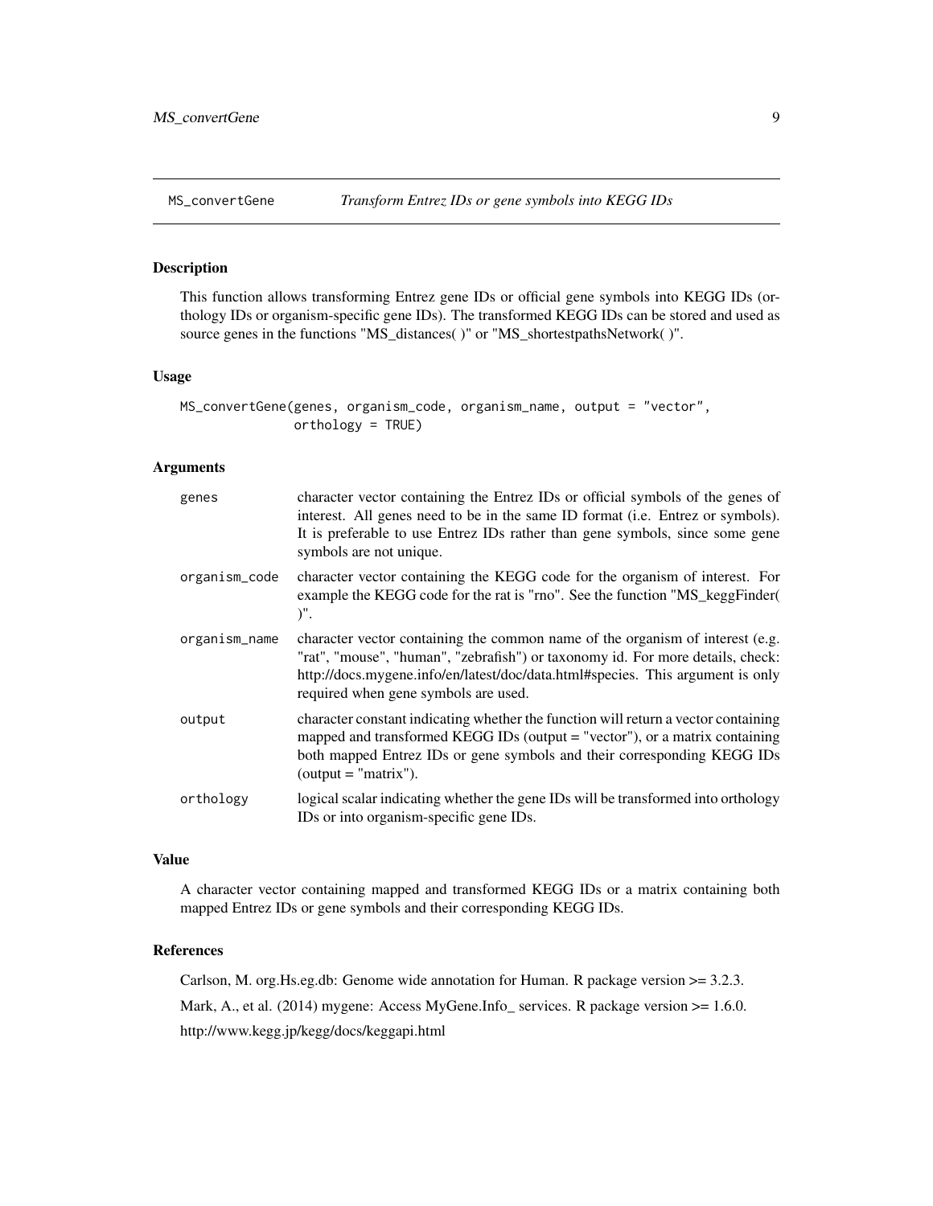## MS_convertGene    *Transform Entrez IDs or gene symbols into KEGG IDs*

### Description

This function allows transforming Entrez gene IDs or official gene symbols into KEGG IDs (orthology IDs or organism-specific gene IDs). The transformed KEGG IDs can be stored and used as source genes in the functions "MS_distances( )" or "MS_shortestpathsNetwork( )".

### Usage

```
MS_convertGene(genes, organism_code, organism_name, output = "vector",
               orthology = TRUE)
```

### Arguments

| | |
|---|---|
| `genes` | character vector containing the Entrez IDs or official symbols of the genes of interest. All genes need to be in the same ID format (i.e. Entrez or symbols). It is preferable to use Entrez IDs rather than gene symbols, since some gene symbols are not unique. |
| `organism_code` | character vector containing the KEGG code for the organism of interest. For example the KEGG code for the rat is "rno". See the function "MS_keggFinder( )". |
| `organism_name` | character vector containing the common name of the organism of interest (e.g. "rat", "mouse", "human", "zebrafish") or taxonomy id. For more details, check: http://docs.mygene.info/en/latest/doc/data.html#species. This argument is only required when gene symbols are used. |
| `output` | character constant indicating whether the function will return a vector containing mapped and transformed KEGG IDs (output = "vector"), or a matrix containing both mapped Entrez IDs or gene symbols and their corresponding KEGG IDs (output = "matrix"). |
| `orthology` | logical scalar indicating whether the gene IDs will be transformed into orthology IDs or into organism-specific gene IDs. |

### Value

A character vector containing mapped and transformed KEGG IDs or a matrix containing both mapped Entrez IDs or gene symbols and their corresponding KEGG IDs.

### References

Carlson, M. org.Hs.eg.db: Genome wide annotation for Human. R package version >= 3.2.3.

Mark, A., et al. (2014) mygene: Access MyGene.Info_ services. R package version >= 1.6.0.

http://www.kegg.jp/kegg/docs/keggapi.html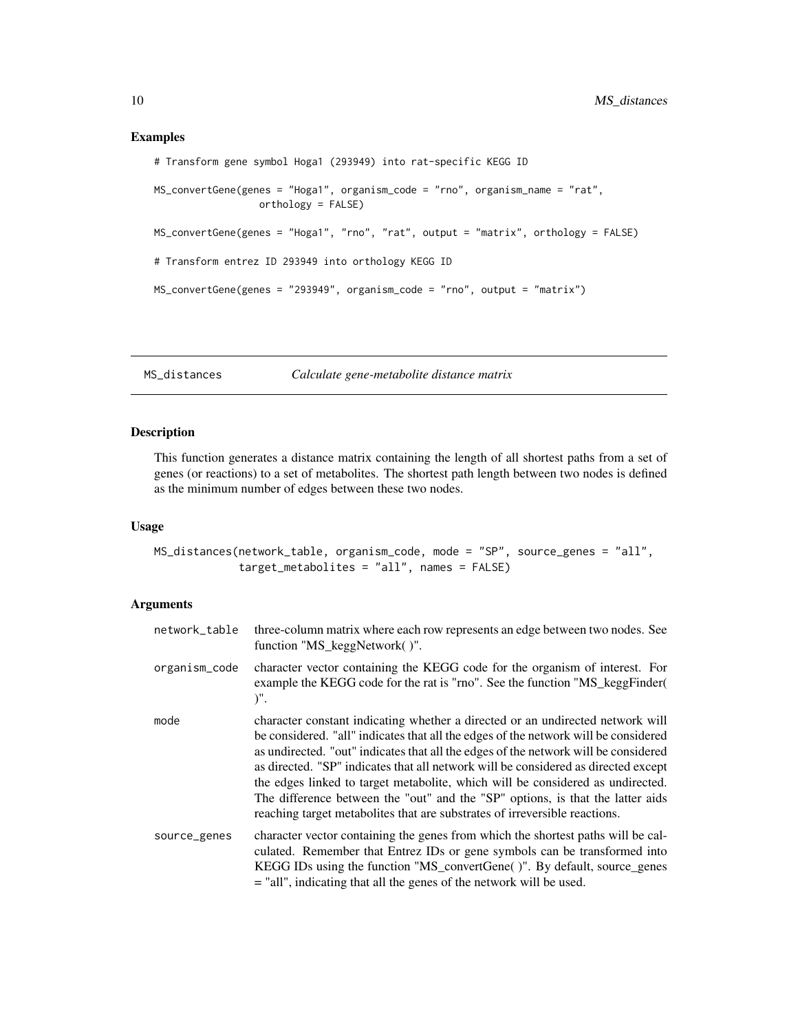## Examples

```
# Transform gene symbol Hoga1 (293949) into rat-specific KEGG ID

MS_convertGene(genes = "Hoga1", organism_code = "rno", organism_name = "rat",
                orthology = FALSE)

MS_convertGene(genes = "Hoga1", "rno", "rat", output = "matrix", orthology = FALSE)

# Transform entrez ID 293949 into orthology KEGG ID

MS_convertGene(genes = "293949", organism_code = "rno", output = "matrix")
```

---

# MS_distances — *Calculate gene-metabolite distance matrix*

---

## Description

This function generates a distance matrix containing the length of all shortest paths from a set of genes (or reactions) to a set of metabolites. The shortest path length between two nodes is defined as the minimum number of edges between these two nodes.

## Usage

```
MS_distances(network_table, organism_code, mode = "SP", source_genes = "all",
            target_metabolites = "all", names = FALSE)
```

## Arguments

| | |
|---|---|
| network_table | three-column matrix where each row represents an edge between two nodes. See function "MS_keggNetwork( )". |
| organism_code | character vector containing the KEGG code for the organism of interest. For example the KEGG code for the rat is "rno". See the function "MS_keggFinder( )". |
| mode | character constant indicating whether a directed or an undirected network will be considered. "all" indicates that all the edges of the network will be considered as undirected. "out" indicates that all the edges of the network will be considered as directed. "SP" indicates that all network will be considered as directed except the edges linked to target metabolite, which will be considered as undirected. The difference between the "out" and the "SP" options, is that the latter aids reaching target metabolites that are substrates of irreversible reactions. |
| source_genes | character vector containing the genes from which the shortest paths will be calculated. Remember that Entrez IDs or gene symbols can be transformed into KEGG IDs using the function "MS_convertGene( )". By default, source_genes = "all", indicating that all the genes of the network will be used. |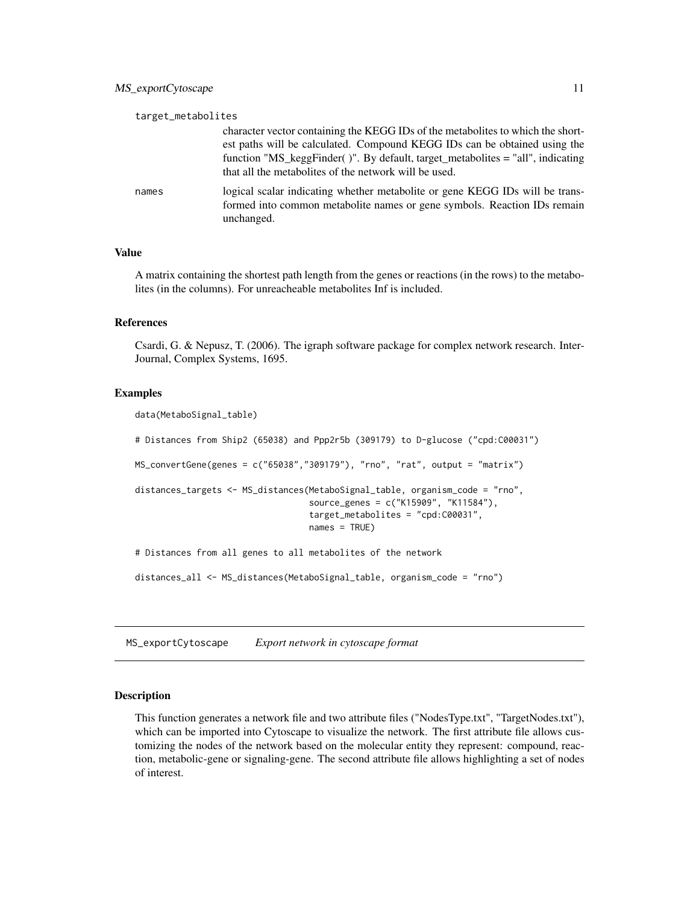target_metabolites
: character vector containing the KEGG IDs of the metabolites to which the shortest paths will be calculated. Compound KEGG IDs can be obtained using the function "MS_keggFinder( )". By default, target_metabolites = "all", indicating that all the metabolites of the network will be used.

names
: logical scalar indicating whether metabolite or gene KEGG IDs will be transformed into common metabolite names or gene symbols. Reaction IDs remain unchanged.

### Value

A matrix containing the shortest path length from the genes or reactions (in the rows) to the metabolites (in the columns). For unreacheable metabolites Inf is included.

### References

Csardi, G. & Nepusz, T. (2006). The igraph software package for complex network research. InterJournal, Complex Systems, 1695.

### Examples

```
data(MetaboSignal_table)

# Distances from Ship2 (65038) and Ppp2r5b (309179) to D-glucose ("cpd:C00031")

MS_convertGene(genes = c("65038","309179"), "rno", "rat", output = "matrix")

distances_targets <- MS_distances(MetaboSignal_table, organism_code = "rno",
                                  source_genes = c("K15909", "K11584"),
                                  target_metabolites = "cpd:C00031",
                                  names = TRUE)

# Distances from all genes to all metabolites of the network

distances_all <- MS_distances(MetaboSignal_table, organism_code = "rno")
```

---

## MS_exportCytoscape *Export network in cytoscape format*

### Description

This function generates a network file and two attribute files ("NodesType.txt", "TargetNodes.txt"), which can be imported into Cytoscape to visualize the network. The first attribute file allows customizing the nodes of the network based on the molecular entity they represent: compound, reaction, metabolic-gene or signaling-gene. The second attribute file allows highlighting a set of nodes of interest.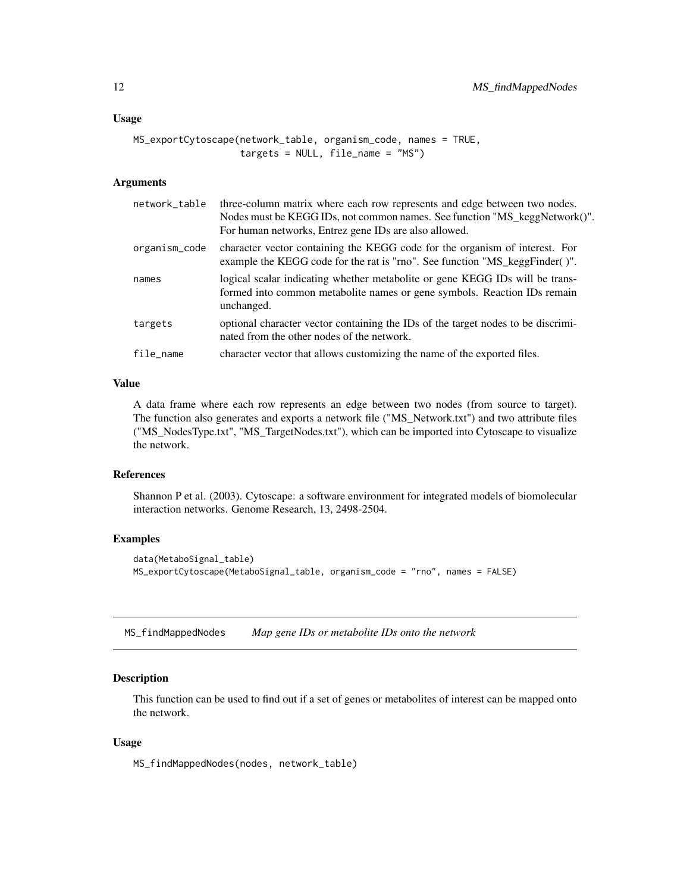### Usage

```
MS_exportCytoscape(network_table, organism_code, names = TRUE,
                   targets = NULL, file_name = "MS")
```

### Arguments

| | |
|---|---|
| network_table | three-column matrix where each row represents and edge between two nodes. Nodes must be KEGG IDs, not common names. See function "MS_keggNetwork()". For human networks, Entrez gene IDs are also allowed. |
| organism_code | character vector containing the KEGG code for the organism of interest. For example the KEGG code for the rat is "rno". See function "MS_keggFinder( )". |
| names | logical scalar indicating whether metabolite or gene KEGG IDs will be transformed into common metabolite names or gene symbols. Reaction IDs remain unchanged. |
| targets | optional character vector containing the IDs of the target nodes to be discriminated from the other nodes of the network. |
| file_name | character vector that allows customizing the name of the exported files. |

### Value

A data frame where each row represents an edge between two nodes (from source to target). The function also generates and exports a network file ("MS_Network.txt") and two attribute files ("MS_NodesType.txt", "MS_TargetNodes.txt"), which can be imported into Cytoscape to visualize the network.

### References

Shannon P et al. (2003). Cytoscape: a software environment for integrated models of biomolecular interaction networks. Genome Research, 13, 2498-2504.

### Examples

```
data(MetaboSignal_table)
MS_exportCytoscape(MetaboSignal_table, organism_code = "rno", names = FALSE)
```

---

## MS_findMappedNodes *Map gene IDs or metabolite IDs onto the network*

### Description

This function can be used to find out if a set of genes or metabolites of interest can be mapped onto the network.

### Usage

```
MS_findMappedNodes(nodes, network_table)
```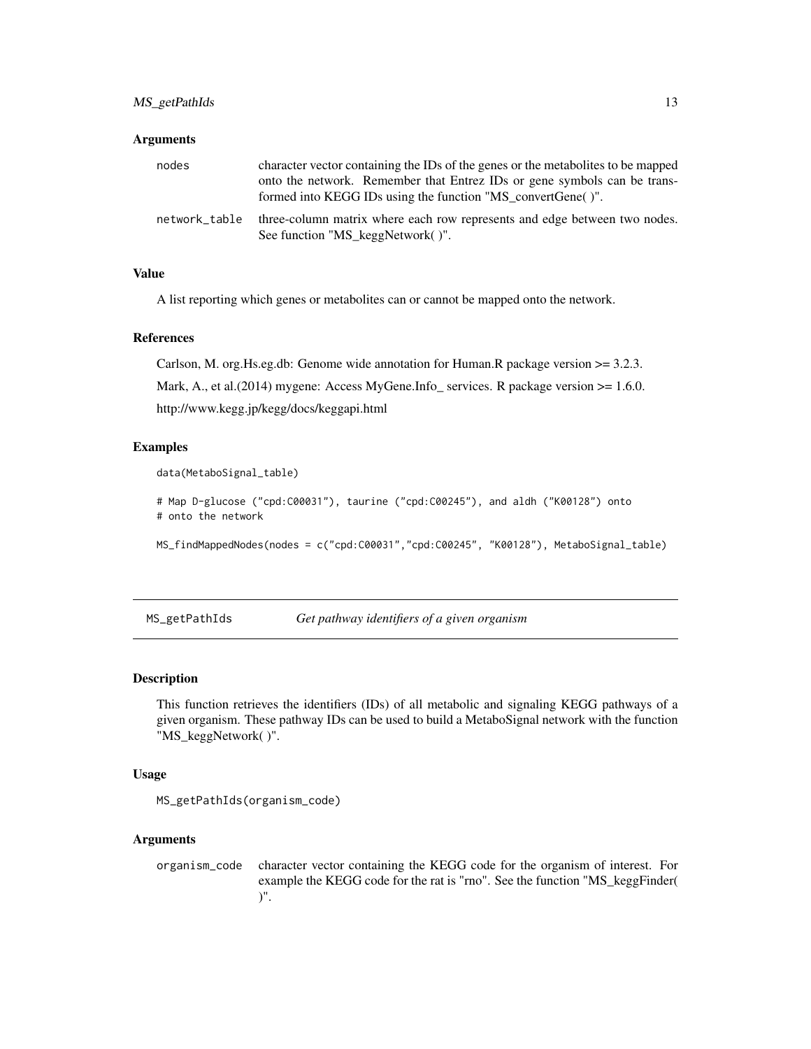### Arguments

nodes character vector containing the IDs of the genes or the metabolites to be mapped onto the network. Remember that Entrez IDs or gene symbols can be transformed into KEGG IDs using the function "MS_convertGene( )".

network_table three-column matrix where each row represents and edge between two nodes. See function "MS_keggNetwork( )".

### Value

A list reporting which genes or metabolites can or cannot be mapped onto the network.

### References

Carlson, M. org.Hs.eg.db: Genome wide annotation for Human.R package version >= 3.2.3.

Mark, A., et al.(2014) mygene: Access MyGene.Info_ services. R package version >= 1.6.0.

http://www.kegg.jp/kegg/docs/keggapi.html

### Examples

```
data(MetaboSignal_table)

# Map D-glucose ("cpd:C00031"), taurine ("cpd:C00245"), and aldh ("K00128") onto
# onto the network

MS_findMappedNodes(nodes = c("cpd:C00031","cpd:C00245", "K00128"), MetaboSignal_table)
```

## MS_getPathIds *Get pathway identifiers of a given organism*

### Description

This function retrieves the identifiers (IDs) of all metabolic and signaling KEGG pathways of a given organism. These pathway IDs can be used to build a MetaboSignal network with the function "MS_keggNetwork( )".

### Usage

```
MS_getPathIds(organism_code)
```

### Arguments

organism_code character vector containing the KEGG code for the organism of interest. For example the KEGG code for the rat is "rno". See the function "MS_keggFinder( )".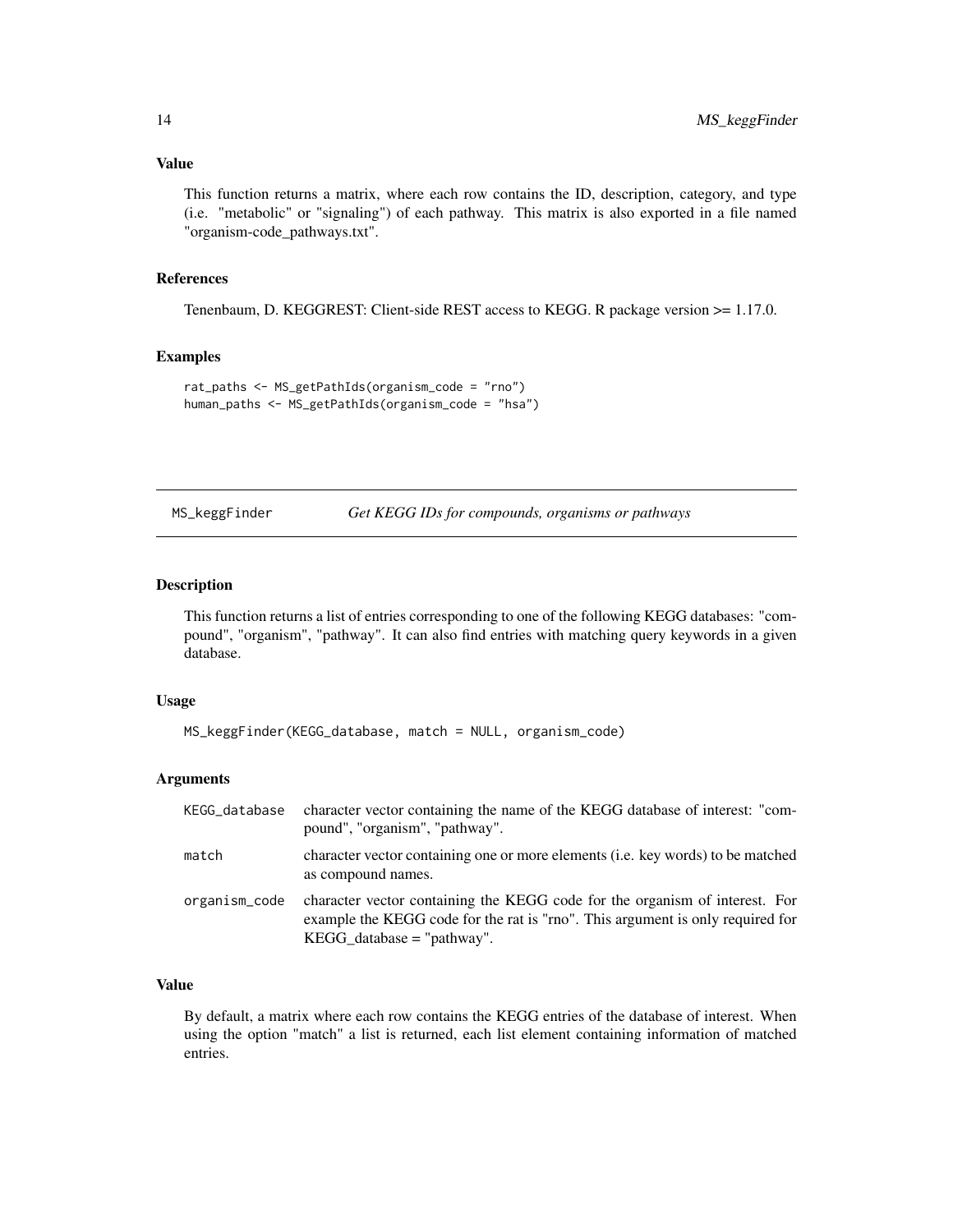### Value

This function returns a matrix, where each row contains the ID, description, category, and type (i.e. "metabolic" or "signaling") of each pathway. This matrix is also exported in a file named "organism-code_pathways.txt".

### References

Tenenbaum, D. KEGGREST: Client-side REST access to KEGG. R package version >= 1.17.0.

### Examples

```
rat_paths <- MS_getPathIds(organism_code = "rno")
human_paths <- MS_getPathIds(organism_code = "hsa")
```

---

## MS_keggFinder — *Get KEGG IDs for compounds, organisms or pathways*

---

### Description

This function returns a list of entries corresponding to one of the following KEGG databases: "compound", "organism", "pathway". It can also find entries with matching query keywords in a given database.

### Usage

```
MS_keggFinder(KEGG_database, match = NULL, organism_code)
```

### Arguments

| | |
|---|---|
| KEGG_database | character vector containing the name of the KEGG database of interest: "compound", "organism", "pathway". |
| match | character vector containing one or more elements (i.e. key words) to be matched as compound names. |
| organism_code | character vector containing the KEGG code for the organism of interest. For example the KEGG code for the rat is "rno". This argument is only required for KEGG_database = "pathway". |

### Value

By default, a matrix where each row contains the KEGG entries of the database of interest. When using the option "match" a list is returned, each list element containing information of matched entries.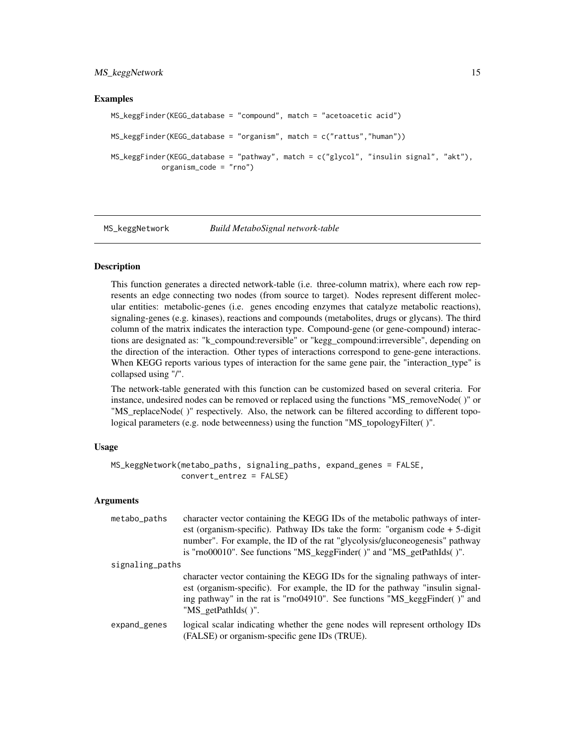### Examples

```
MS_keggFinder(KEGG_database = "compound", match = "acetoacetic acid")

MS_keggFinder(KEGG_database = "organism", match = c("rattus","human"))

MS_keggFinder(KEGG_database = "pathway", match = c("glycol", "insulin signal", "akt"),
          organism_code = "rno")
```

---

## MS_keggNetwork    *Build MetaboSignal network-table*

### Description

This function generates a directed network-table (i.e. three-column matrix), where each row represents an edge connecting two nodes (from source to target). Nodes represent different molecular entities: metabolic-genes (i.e. genes encoding enzymes that catalyze metabolic reactions), signaling-genes (e.g. kinases), reactions and compounds (metabolites, drugs or glycans). The third column of the matrix indicates the interaction type. Compound-gene (or gene-compound) interactions are designated as: "k_compound:reversible" or "kegg_compound:irreversible", depending on the direction of the interaction. Other types of interactions correspond to gene-gene interactions. When KEGG reports various types of interaction for the same gene pair, the "interaction_type" is collapsed using "/".

The network-table generated with this function can be customized based on several criteria. For instance, undesired nodes can be removed or replaced using the functions "MS_removeNode( )" or "MS_replaceNode( )" respectively. Also, the network can be filtered according to different topological parameters (e.g. node betweenness) using the function "MS_topologyFilter( )".

### Usage

```
MS_keggNetwork(metabo_paths, signaling_paths, expand_genes = FALSE,
               convert_entrez = FALSE)
```

### Arguments

| | |
|---|---|
| metabo_paths | character vector containing the KEGG IDs of the metabolic pathways of interest (organism-specific). Pathway IDs take the form: "organism code + 5-digit number". For example, the ID of the rat "glycolysis/gluconeogenesis" pathway is "rno00010". See functions "MS_keggFinder( )" and "MS_getPathIds( )". |
| signaling_paths | character vector containing the KEGG IDs for the signaling pathways of interest (organism-specific). For example, the ID for the pathway "insulin signaling pathway" in the rat is "rno04910". See functions "MS_keggFinder( )" and "MS_getPathIds( )". |
| expand_genes | logical scalar indicating whether the gene nodes will represent orthology IDs (FALSE) or organism-specific gene IDs (TRUE). |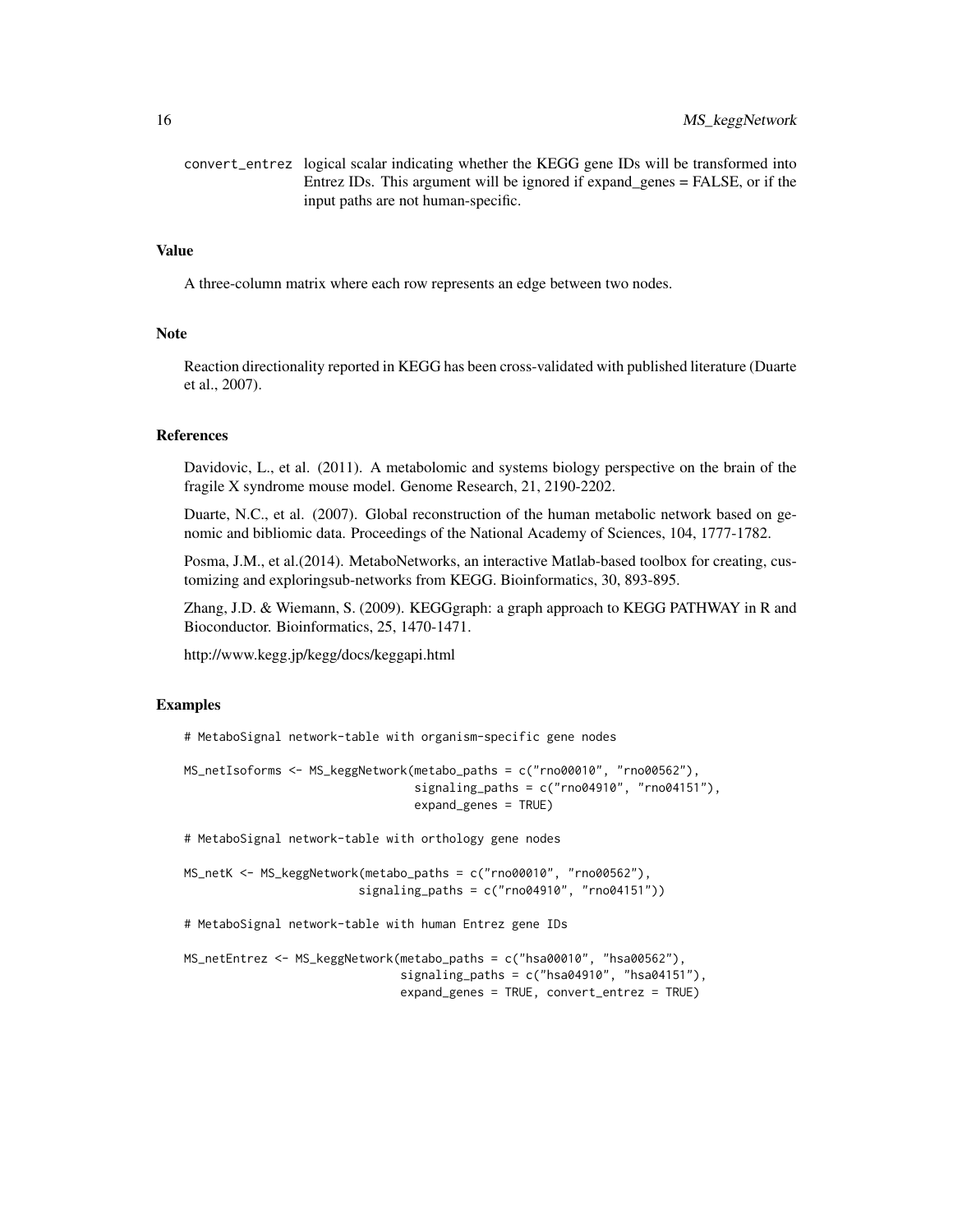convert_entrez  logical scalar indicating whether the KEGG gene IDs will be transformed into Entrez IDs. This argument will be ignored if expand_genes = FALSE, or if the input paths are not human-specific.

## Value

A three-column matrix where each row represents an edge between two nodes.

## Note

Reaction directionality reported in KEGG has been cross-validated with published literature (Duarte et al., 2007).

## References

Davidovic, L., et al. (2011). A metabolomic and systems biology perspective on the brain of the fragile X syndrome mouse model. Genome Research, 21, 2190-2202.

Duarte, N.C., et al. (2007). Global reconstruction of the human metabolic network based on genomic and bibliomic data. Proceedings of the National Academy of Sciences, 104, 1777-1782.

Posma, J.M., et al.(2014). MetaboNetworks, an interactive Matlab-based toolbox for creating, customizing and exploringsub-networks from KEGG. Bioinformatics, 30, 893-895.

Zhang, J.D. & Wiemann, S. (2009). KEGGgraph: a graph approach to KEGG PATHWAY in R and Bioconductor. Bioinformatics, 25, 1470-1471.

http://www.kegg.jp/kegg/docs/keggapi.html

## Examples

```
# MetaboSignal network-table with organism-specific gene nodes

MS_netIsoforms <- MS_keggNetwork(metabo_paths = c("rno00010", "rno00562"),
                                 signaling_paths = c("rno04910", "rno04151"),
                                 expand_genes = TRUE)

# MetaboSignal network-table with orthology gene nodes

MS_netK <- MS_keggNetwork(metabo_paths = c("rno00010", "rno00562"),
                          signaling_paths = c("rno04910", "rno04151"))

# MetaboSignal network-table with human Entrez gene IDs

MS_netEntrez <- MS_keggNetwork(metabo_paths = c("hsa00010", "hsa00562"),
                               signaling_paths = c("hsa04910", "hsa04151"),
                               expand_genes = TRUE, convert_entrez = TRUE)
```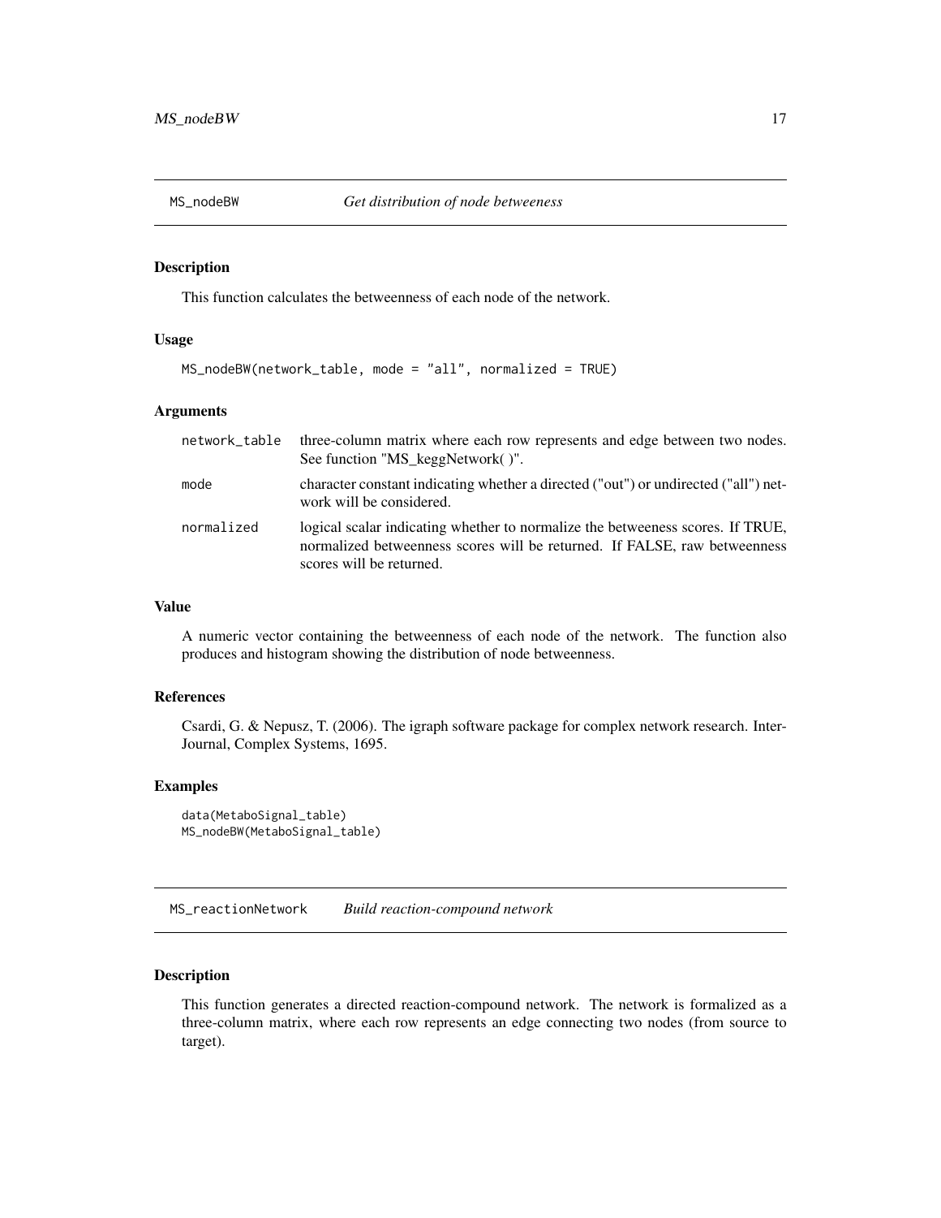## MS_nodeBW *Get distribution of node betweeness*

### Description

This function calculates the betweenness of each node of the network.

### Usage

```
MS_nodeBW(network_table, mode = "all", normalized = TRUE)
```

### Arguments

| | |
|---|---|
| network_table | three-column matrix where each row represents and edge between two nodes. See function "MS_keggNetwork( )". |
| mode | character constant indicating whether a directed ("out") or undirected ("all") network will be considered. |
| normalized | logical scalar indicating whether to normalize the betweeness scores. If TRUE, normalized betweenness scores will be returned. If FALSE, raw betweenness scores will be returned. |

### Value

A numeric vector containing the betweenness of each node of the network. The function also produces and histogram showing the distribution of node betweenness.

### References

Csardi, G. & Nepusz, T. (2006). The igraph software package for complex network research. InterJournal, Complex Systems, 1695.

### Examples

```
data(MetaboSignal_table)
MS_nodeBW(MetaboSignal_table)
```

## MS_reactionNetwork *Build reaction-compound network*

### Description

This function generates a directed reaction-compound network. The network is formalized as a three-column matrix, where each row represents an edge connecting two nodes (from source to target).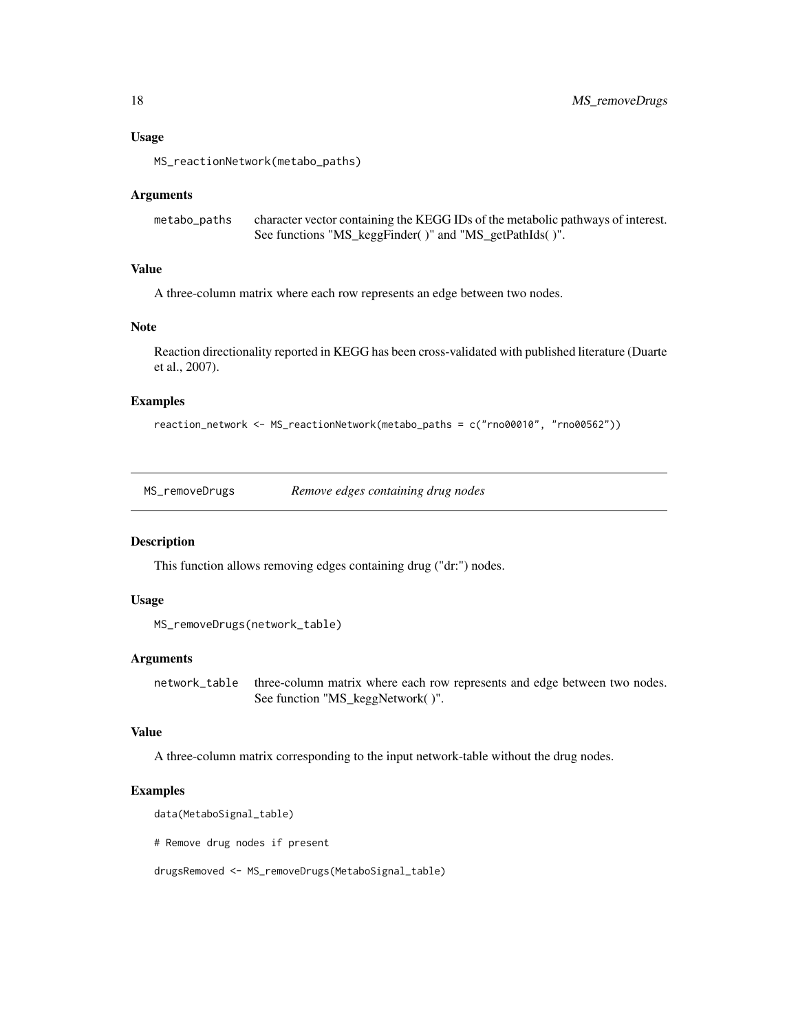### Usage

```
MS_reactionNetwork(metabo_paths)
```

### Arguments

metabo_paths character vector containing the KEGG IDs of the metabolic pathways of interest. See functions "MS_keggFinder( )" and "MS_getPathIds( )".

### Value

A three-column matrix where each row represents an edge between two nodes.

### Note

Reaction directionality reported in KEGG has been cross-validated with published literature (Duarte et al., 2007).

### Examples

```
reaction_network <- MS_reactionNetwork(metabo_paths = c("rno00010", "rno00562"))
```

## MS_removeDrugs *Remove edges containing drug nodes*

### Description

This function allows removing edges containing drug ("dr:") nodes.

### Usage

```
MS_removeDrugs(network_table)
```

### Arguments

network_table three-column matrix where each row represents and edge between two nodes. See function "MS_keggNetwork( )".

### Value

A three-column matrix corresponding to the input network-table without the drug nodes.

### Examples

```
data(MetaboSignal_table)

# Remove drug nodes if present

drugsRemoved <- MS_removeDrugs(MetaboSignal_table)
```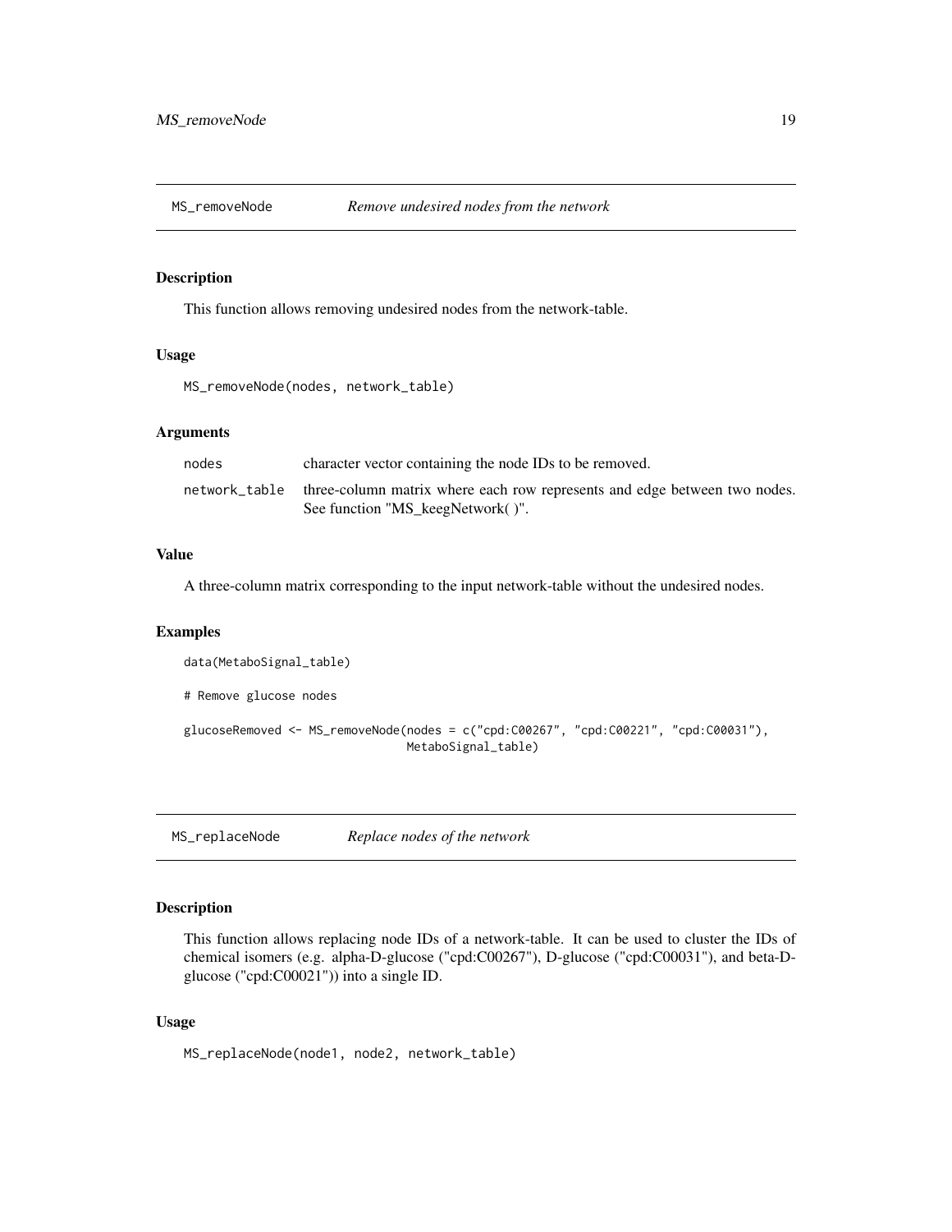## MS_removeNode — *Remove undesired nodes from the network*

### Description

This function allows removing undesired nodes from the network-table.

### Usage

```
MS_removeNode(nodes, network_table)
```

### Arguments

| | |
|---|---|
| nodes | character vector containing the node IDs to be removed. |
| network_table | three-column matrix where each row represents and edge between two nodes. See function "MS_keegNetwork( )". |

### Value

A three-column matrix corresponding to the input network-table without the undesired nodes.

### Examples

```
data(MetaboSignal_table)

# Remove glucose nodes

glucoseRemoved <- MS_removeNode(nodes = c("cpd:C00267", "cpd:C00221", "cpd:C00031"),
                                MetaboSignal_table)
```

## MS_replaceNode — *Replace nodes of the network*

### Description

This function allows replacing node IDs of a network-table. It can be used to cluster the IDs of chemical isomers (e.g. alpha-D-glucose ("cpd:C00267"), D-glucose ("cpd:C00031"), and beta-D-glucose ("cpd:C00021")) into a single ID.

### Usage

```
MS_replaceNode(node1, node2, network_table)
```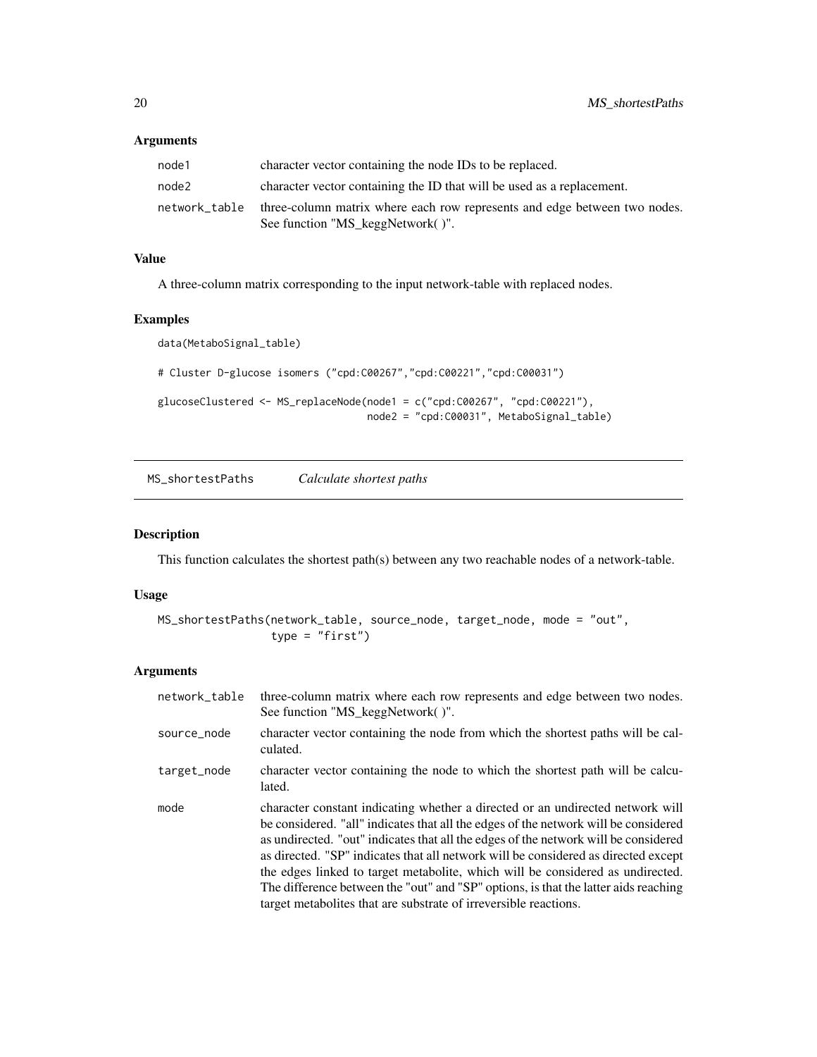### Arguments

| | |
|---|---|
| node1 | character vector containing the node IDs to be replaced. |
| node2 | character vector containing the ID that will be used as a replacement. |
| network_table | three-column matrix where each row represents and edge between two nodes. See function "MS_keggNetwork( )". |

### Value

A three-column matrix corresponding to the input network-table with replaced nodes.

### Examples

```
data(MetaboSignal_table)

# Cluster D-glucose isomers ("cpd:C00267","cpd:C00221","cpd:C00031")

glucoseClustered <- MS_replaceNode(node1 = c("cpd:C00267", "cpd:C00221"),
                                   node2 = "cpd:C00031", MetaboSignal_table)
```

---

## MS_shortestPaths *Calculate shortest paths*

### Description

This function calculates the shortest path(s) between any two reachable nodes of a network-table.

### Usage

```
MS_shortestPaths(network_table, source_node, target_node, mode = "out",
                 type = "first")
```

### Arguments

| | |
|---|---|
| network_table | three-column matrix where each row represents and edge between two nodes. See function "MS_keggNetwork( )". |
| source_node | character vector containing the node from which the shortest paths will be calculated. |
| target_node | character vector containing the node to which the shortest path will be calculated. |
| mode | character constant indicating whether a directed or an undirected network will be considered. "all" indicates that all the edges of the network will be considered as undirected. "out" indicates that all the edges of the network will be considered as directed. "SP" indicates that all network will be considered as directed except the edges linked to target metabolite, which will be considered as undirected. The difference between the "out" and "SP" options, is that the latter aids reaching target metabolites that are substrate of irreversible reactions. |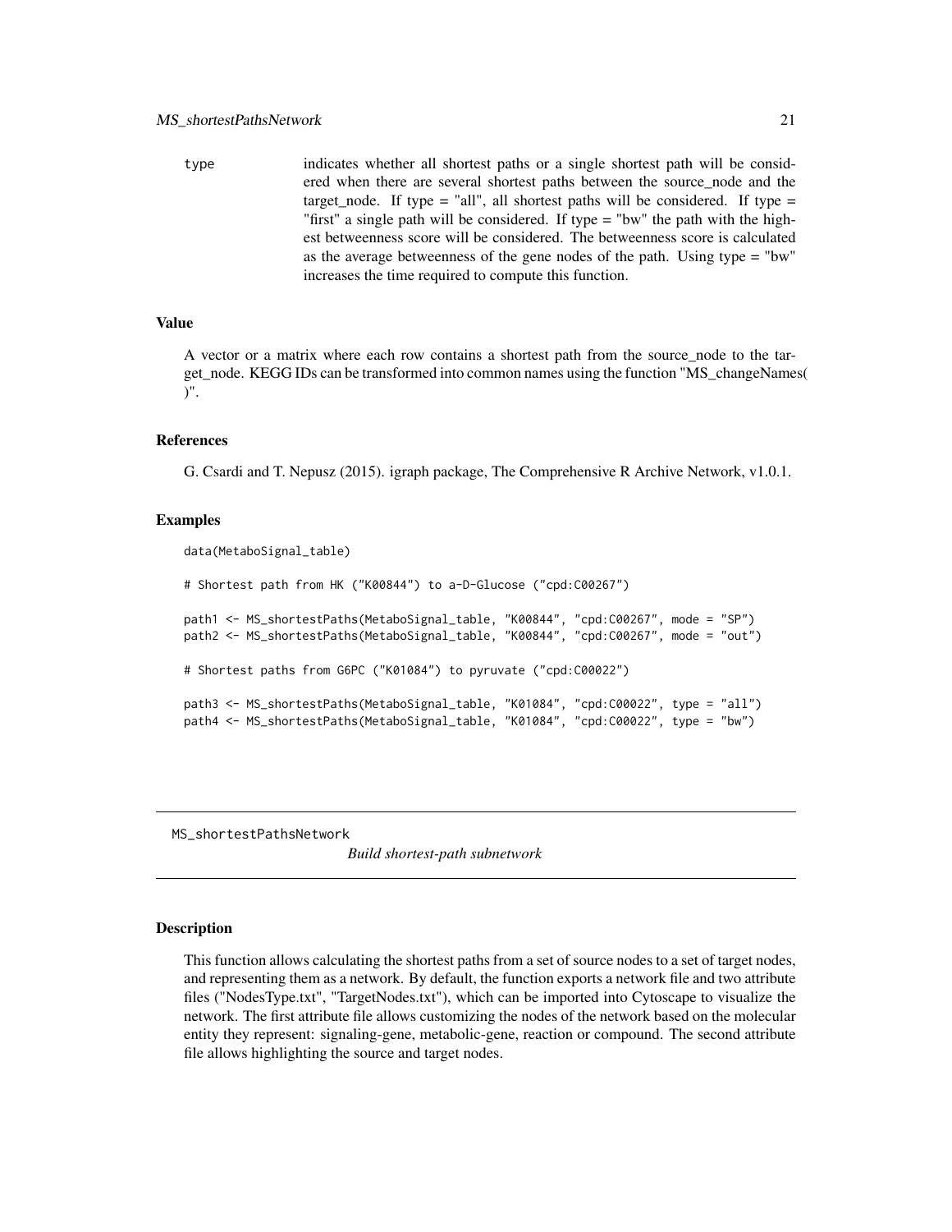type	indicates whether all shortest paths or a single shortest path will be considered when there are several shortest paths between the source_node and the target_node. If type = "all", all shortest paths will be considered. If type = "first" a single path will be considered. If type = "bw" the path with the highest betweenness score will be considered. The betweenness score is calculated as the average betweenness of the gene nodes of the path. Using type = "bw" increases the time required to compute this function.

### Value

A vector or a matrix where each row contains a shortest path from the source_node to the target_node. KEGG IDs can be transformed into common names using the function "MS_changeNames( )".

### References

G. Csardi and T. Nepusz (2015). igraph package, The Comprehensive R Archive Network, v1.0.1.

### Examples

```
data(MetaboSignal_table)

# Shortest path from HK ("K00844") to a-D-Glucose ("cpd:C00267")

path1 <- MS_shortestPaths(MetaboSignal_table, "K00844", "cpd:C00267", mode = "SP")
path2 <- MS_shortestPaths(MetaboSignal_table, "K00844", "cpd:C00267", mode = "out")

# Shortest paths from G6PC ("K01084") to pyruvate ("cpd:C00022")

path3 <- MS_shortestPaths(MetaboSignal_table, "K01084", "cpd:C00022", type = "all")
path4 <- MS_shortestPaths(MetaboSignal_table, "K01084", "cpd:C00022", type = "bw")
```

## MS_shortestPathsNetwork

*Build shortest-path subnetwork*

### Description

This function allows calculating the shortest paths from a set of source nodes to a set of target nodes, and representing them as a network. By default, the function exports a network file and two attribute files ("NodesType.txt", "TargetNodes.txt"), which can be imported into Cytoscape to visualize the network. The first attribute file allows customizing the nodes of the network based on the molecular entity they represent: signaling-gene, metabolic-gene, reaction or compound. The second attribute file allows highlighting the source and target nodes.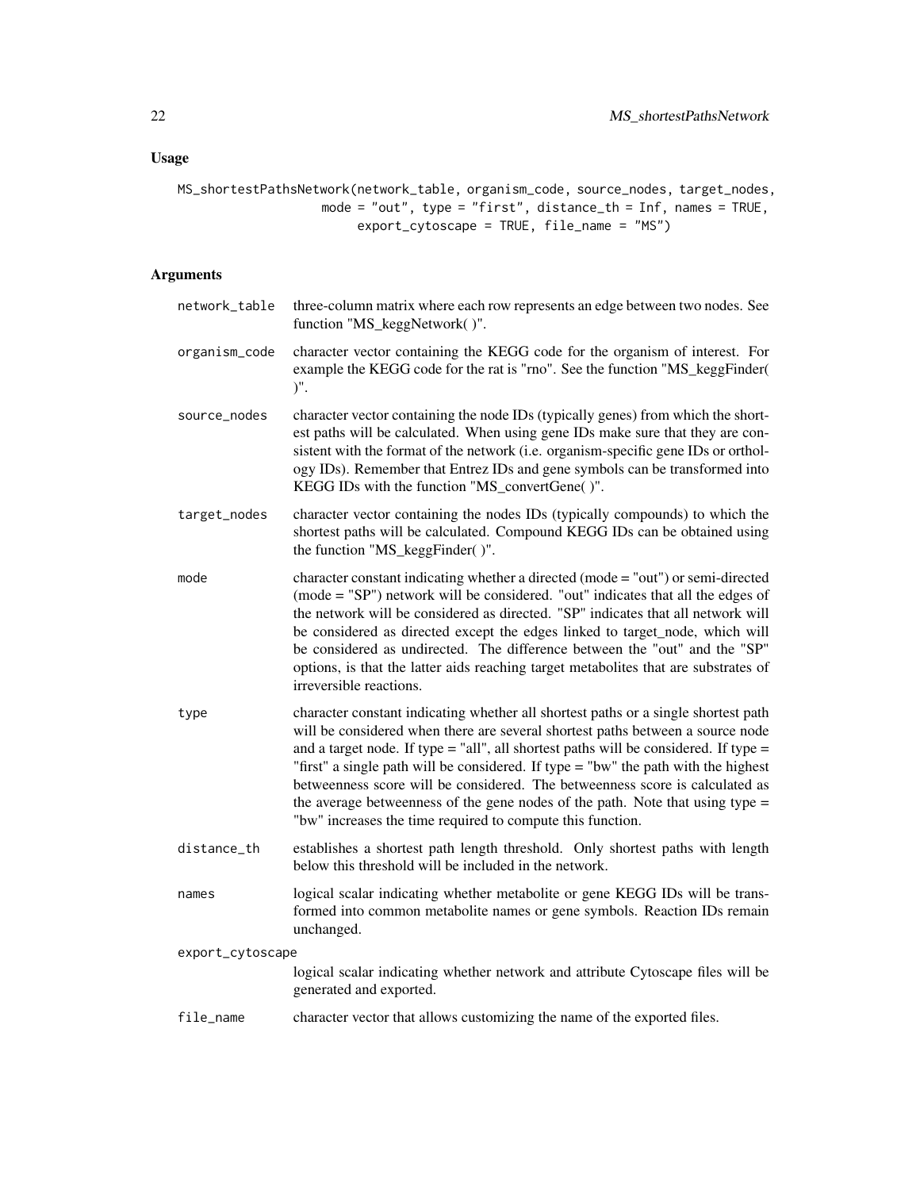## Usage

```
MS_shortestPathsNetwork(network_table, organism_code, source_nodes, target_nodes,
                    mode = "out", type = "first", distance_th = Inf, names = TRUE,
                        export_cytoscape = TRUE, file_name = "MS")
```

## Arguments

| | |
|---|---|
| network_table | three-column matrix where each row represents an edge between two nodes. See function "MS_keggNetwork( )". |
| organism_code | character vector containing the KEGG code for the organism of interest. For example the KEGG code for the rat is "rno". See the function "MS_keggFinder( )". |
| source_nodes | character vector containing the node IDs (typically genes) from which the shortest paths will be calculated. When using gene IDs make sure that they are consistent with the format of the network (i.e. organism-specific gene IDs or orthology IDs). Remember that Entrez IDs and gene symbols can be transformed into KEGG IDs with the function "MS_convertGene( )". |
| target_nodes | character vector containing the nodes IDs (typically compounds) to which the shortest paths will be calculated. Compound KEGG IDs can be obtained using the function "MS_keggFinder( )". |
| mode | character constant indicating whether a directed (mode = "out") or semi-directed (mode = "SP") network will be considered. "out" indicates that all the edges of the network will be considered as directed. "SP" indicates that all network will be considered as directed except the edges linked to target_node, which will be considered as undirected. The difference between the "out" and the "SP" options, is that the latter aids reaching target metabolites that are substrates of irreversible reactions. |
| type | character constant indicating whether all shortest paths or a single shortest path will be considered when there are several shortest paths between a source node and a target node. If type = "all", all shortest paths will be considered. If type = "first" a single path will be considered. If type = "bw" the path with the highest betweenness score will be considered. The betweenness score is calculated as the average betweenness of the gene nodes of the path. Note that using type = "bw" increases the time required to compute this function. |
| distance_th | establishes a shortest path length threshold. Only shortest paths with length below this threshold will be included in the network. |
| names | logical scalar indicating whether metabolite or gene KEGG IDs will be transformed into common metabolite names or gene symbols. Reaction IDs remain unchanged. |
| export_cytoscape | logical scalar indicating whether network and attribute Cytoscape files will be generated and exported. |
| file_name | character vector that allows customizing the name of the exported files. |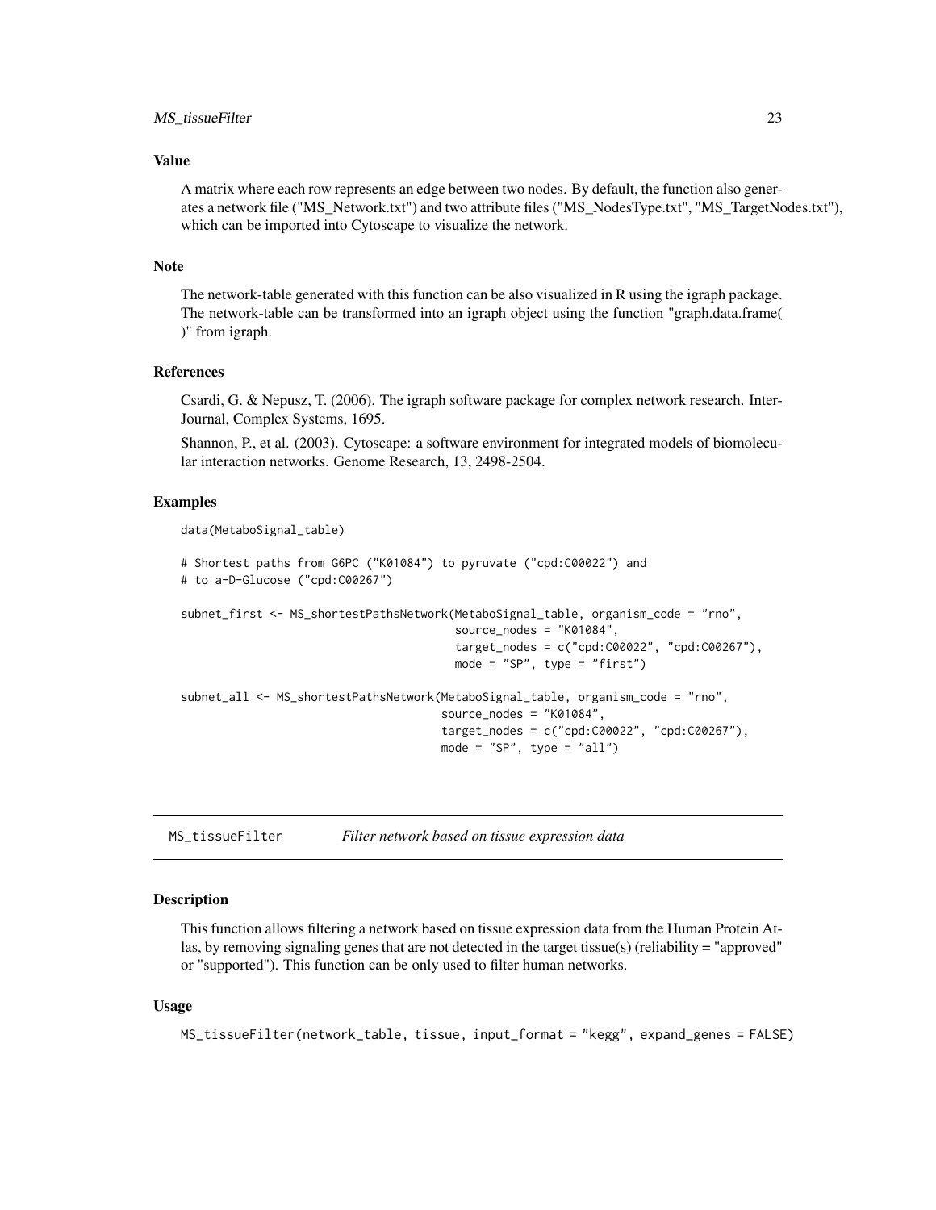### Value

A matrix where each row represents an edge between two nodes. By default, the function also generates a network file ("MS_Network.txt") and two attribute files ("MS_NodesType.txt", "MS_TargetNodes.txt"), which can be imported into Cytoscape to visualize the network.

### Note

The network-table generated with this function can be also visualized in R using the igraph package. The network-table can be transformed into an igraph object using the function "graph.data.frame( )" from igraph.

### References

Csardi, G. & Nepusz, T. (2006). The igraph software package for complex network research. InterJournal, Complex Systems, 1695.

Shannon, P., et al. (2003). Cytoscape: a software environment for integrated models of biomolecular interaction networks. Genome Research, 13, 2498-2504.

### Examples

```
data(MetaboSignal_table)

# Shortest paths from G6PC ("K01084") to pyruvate ("cpd:C00022") and
# to a-D-Glucose ("cpd:C00267")

subnet_first <- MS_shortestPathsNetwork(MetaboSignal_table, organism_code = "rno",
                                        source_nodes = "K01084",
                                        target_nodes = c("cpd:C00022", "cpd:C00267"),
                                        mode = "SP", type = "first")

subnet_all <- MS_shortestPathsNetwork(MetaboSignal_table, organism_code = "rno",
                                      source_nodes = "K01084",
                                      target_nodes = c("cpd:C00022", "cpd:C00267"),
                                      mode = "SP", type = "all")
```

---

## MS_tissueFilter — *Filter network based on tissue expression data*

### Description

This function allows filtering a network based on tissue expression data from the Human Protein Atlas, by removing signaling genes that are not detected in the target tissue(s) (reliability = "approved" or "supported"). This function can be only used to filter human networks.

### Usage

```
MS_tissueFilter(network_table, tissue, input_format = "kegg", expand_genes = FALSE)
```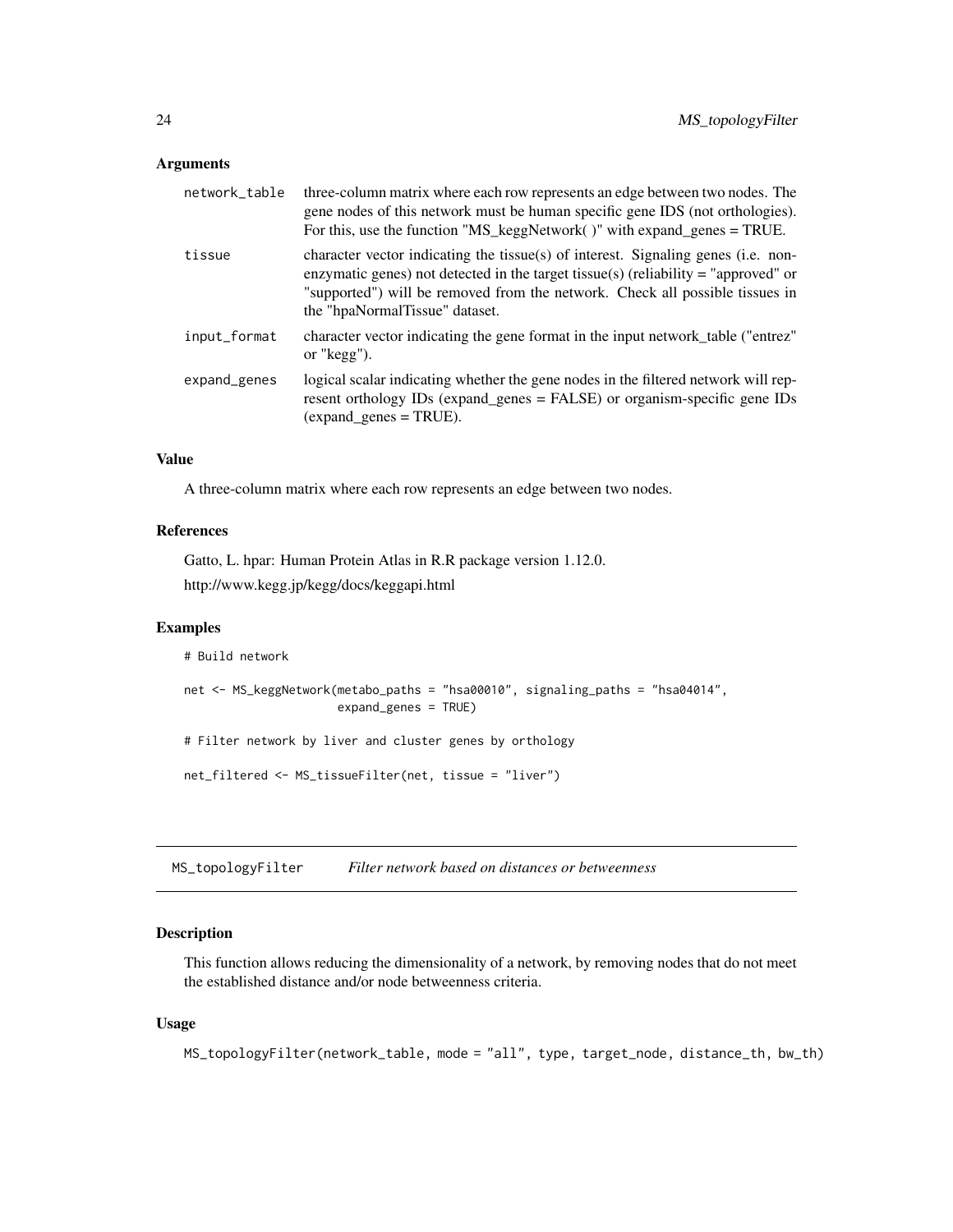### Arguments

| | |
|---|---|
| `network_table` | three-column matrix where each row represents an edge between two nodes. The gene nodes of this network must be human specific gene IDS (not orthologies). For this, use the function "MS_keggNetwork( )" with expand_genes = TRUE. |
| `tissue` | character vector indicating the tissue(s) of interest. Signaling genes (i.e. non-enzymatic genes) not detected in the target tissue(s) (reliability = "approved" or "supported") will be removed from the network. Check all possible tissues in the "hpaNormalTissue" dataset. |
| `input_format` | character vector indicating the gene format in the input network_table ("entrez" or "kegg"). |
| `expand_genes` | logical scalar indicating whether the gene nodes in the filtered network will represent orthology IDs (expand_genes = FALSE) or organism-specific gene IDs (expand_genes = TRUE). |

### Value

A three-column matrix where each row represents an edge between two nodes.

### References

Gatto, L. hpar: Human Protein Atlas in R.R package version 1.12.0.

http://www.kegg.jp/kegg/docs/keggapi.html

### Examples

```
# Build network

net <- MS_keggNetwork(metabo_paths = "hsa00010", signaling_paths = "hsa04014",
                      expand_genes = TRUE)

# Filter network by liver and cluster genes by orthology

net_filtered <- MS_tissueFilter(net, tissue = "liver")
```

---

## MS_topologyFilter *Filter network based on distances or betweenness*

---

### Description

This function allows reducing the dimensionality of a network, by removing nodes that do not meet the established distance and/or node betweenness criteria.

### Usage

```
MS_topologyFilter(network_table, mode = "all", type, target_node, distance_th, bw_th)
```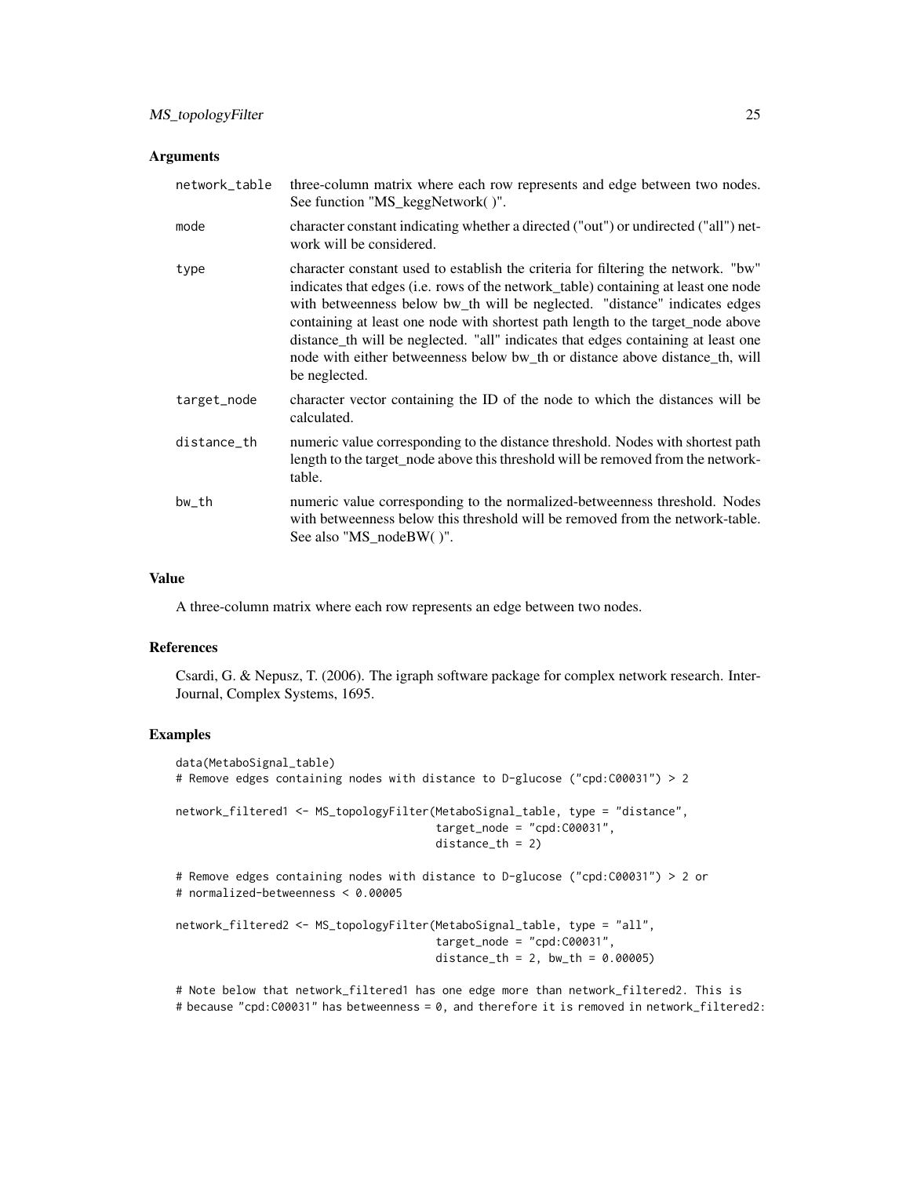### Arguments

- **network_table**: three-column matrix where each row represents and edge between two nodes. See function "MS_keggNetwork( )".
- **mode**: character constant indicating whether a directed ("out") or undirected ("all") network will be considered.
- **type**: character constant used to establish the criteria for filtering the network. "bw" indicates that edges (i.e. rows of the network_table) containing at least one node with betweenness below bw_th will be neglected. "distance" indicates edges containing at least one node with shortest path length to the target_node above distance_th will be neglected. "all" indicates that edges containing at least one node with either betweenness below bw_th or distance above distance_th, will be neglected.
- **target_node**: character vector containing the ID of the node to which the distances will be calculated.
- **distance_th**: numeric value corresponding to the distance threshold. Nodes with shortest path length to the target_node above this threshold will be removed from the network-table.
- **bw_th**: numeric value corresponding to the normalized-betweenness threshold. Nodes with betweenness below this threshold will be removed from the network-table. See also "MS_nodeBW( )".

### Value

A three-column matrix where each row represents an edge between two nodes.

### References

Csardi, G. & Nepusz, T. (2006). The igraph software package for complex network research. InterJournal, Complex Systems, 1695.

### Examples

```
data(MetaboSignal_table)
# Remove edges containing nodes with distance to D-glucose ("cpd:C00031") > 2

network_filtered1 <- MS_topologyFilter(MetaboSignal_table, type = "distance",
                                       target_node = "cpd:C00031",
                                       distance_th = 2)

# Remove edges containing nodes with distance to D-glucose ("cpd:C00031") > 2 or
# normalized-betweenness < 0.00005

network_filtered2 <- MS_topologyFilter(MetaboSignal_table, type = "all",
                                       target_node = "cpd:C00031",
                                       distance_th = 2, bw_th = 0.00005)

# Note below that network_filtered1 has one edge more than network_filtered2. This is
# because "cpd:C00031" has betweenness = 0, and therefore it is removed in network_filtered2:
```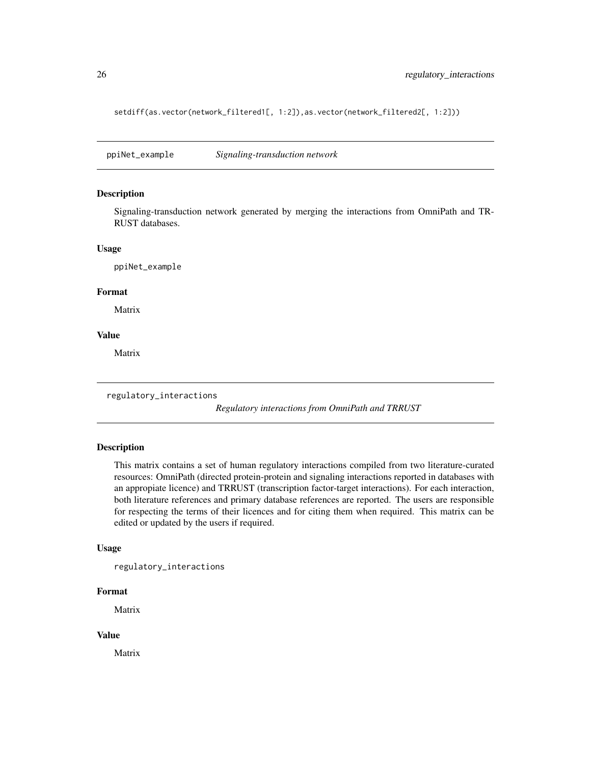```
setdiff(as.vector(network_filtered1[, 1:2]),as.vector(network_filtered2[, 1:2]))
```

## ppiNet_example *Signaling-transduction network*

### Description

Signaling-transduction network generated by merging the interactions from OmniPath and TRRUST databases.

### Usage

```
ppiNet_example
```

### Format

Matrix

### Value

Matrix

## regulatory_interactions *Regulatory interactions from OmniPath and TRRUST*

### Description

This matrix contains a set of human regulatory interactions compiled from two literature-curated resources: OmniPath (directed protein-protein and signaling interactions reported in databases with an appropiate licence) and TRRUST (transcription factor-target interactions). For each interaction, both literature references and primary database references are reported. The users are responsible for respecting the terms of their licences and for citing them when required. This matrix can be edited or updated by the users if required.

### Usage

```
regulatory_interactions
```

### Format

Matrix

### Value

Matrix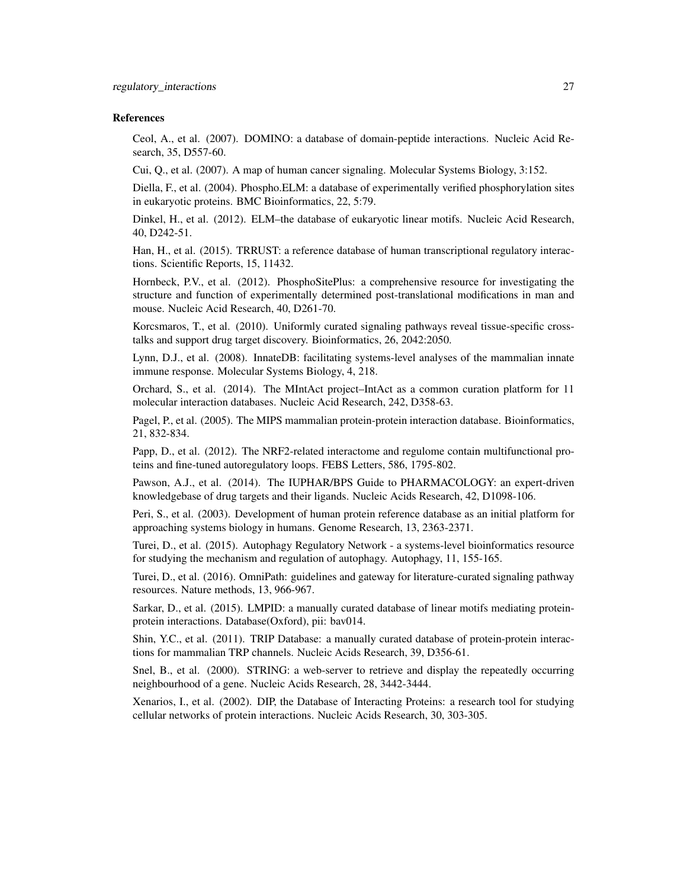### References

Ceol, A., et al. (2007). DOMINO: a database of domain-peptide interactions. Nucleic Acid Research, 35, D557-60.

Cui, Q., et al. (2007). A map of human cancer signaling. Molecular Systems Biology, 3:152.

Diella, F., et al. (2004). Phospho.ELM: a database of experimentally verified phosphorylation sites in eukaryotic proteins. BMC Bioinformatics, 22, 5:79.

Dinkel, H., et al. (2012). ELM–the database of eukaryotic linear motifs. Nucleic Acid Research, 40, D242-51.

Han, H., et al. (2015). TRRUST: a reference database of human transcriptional regulatory interactions. Scientific Reports, 15, 11432.

Hornbeck, P.V., et al. (2012). PhosphoSitePlus: a comprehensive resource for investigating the structure and function of experimentally determined post-translational modifications in man and mouse. Nucleic Acid Research, 40, D261-70.

Korcsmaros, T., et al. (2010). Uniformly curated signaling pathways reveal tissue-specific cross-talks and support drug target discovery. Bioinformatics, 26, 2042:2050.

Lynn, D.J., et al. (2008). InnateDB: facilitating systems-level analyses of the mammalian innate immune response. Molecular Systems Biology, 4, 218.

Orchard, S., et al. (2014). The MIntAct project–IntAct as a common curation platform for 11 molecular interaction databases. Nucleic Acid Research, 242, D358-63.

Pagel, P., et al. (2005). The MIPS mammalian protein-protein interaction database. Bioinformatics, 21, 832-834.

Papp, D., et al. (2012). The NRF2-related interactome and regulome contain multifunctional proteins and fine-tuned autoregulatory loops. FEBS Letters, 586, 1795-802.

Pawson, A.J., et al. (2014). The IUPHAR/BPS Guide to PHARMACOLOGY: an expert-driven knowledgebase of drug targets and their ligands. Nucleic Acids Research, 42, D1098-106.

Peri, S., et al. (2003). Development of human protein reference database as an initial platform for approaching systems biology in humans. Genome Research, 13, 2363-2371.

Turei, D., et al. (2015). Autophagy Regulatory Network - a systems-level bioinformatics resource for studying the mechanism and regulation of autophagy. Autophagy, 11, 155-165.

Turei, D., et al. (2016). OmniPath: guidelines and gateway for literature-curated signaling pathway resources. Nature methods, 13, 966-967.

Sarkar, D., et al. (2015). LMPID: a manually curated database of linear motifs mediating protein-protein interactions. Database(Oxford), pii: bav014.

Shin, Y.C., et al. (2011). TRIP Database: a manually curated database of protein-protein interactions for mammalian TRP channels. Nucleic Acids Research, 39, D356-61.

Snel, B., et al. (2000). STRING: a web-server to retrieve and display the repeatedly occurring neighbourhood of a gene. Nucleic Acids Research, 28, 3442-3444.

Xenarios, I., et al. (2002). DIP, the Database of Interacting Proteins: a research tool for studying cellular networks of protein interactions. Nucleic Acids Research, 30, 303-305.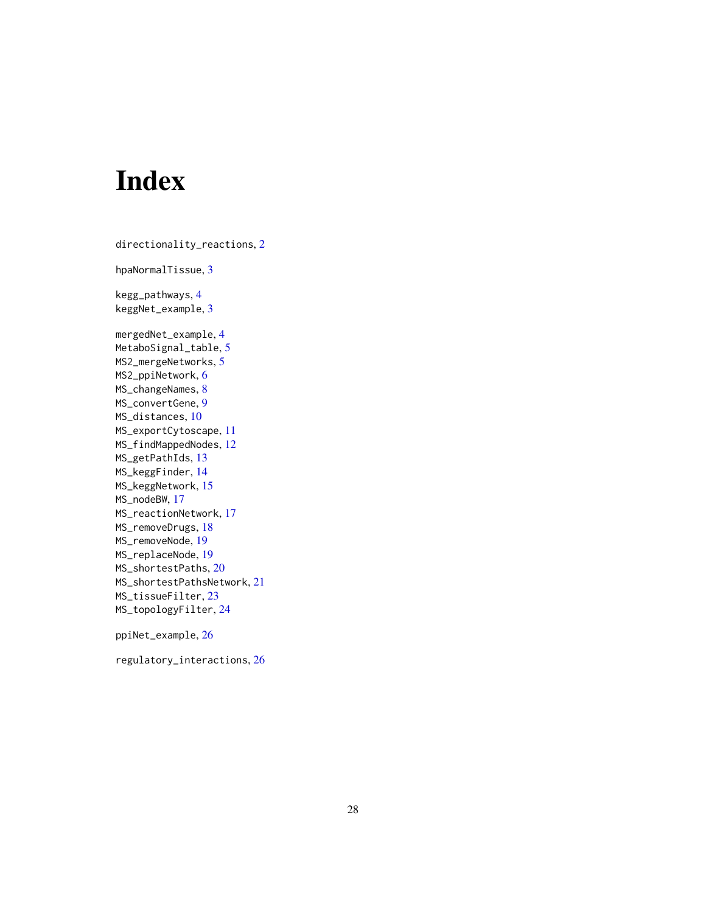# Index

directionality_reactions, 2

hpaNormalTissue, 3

kegg_pathways, 4
keggNet_example, 3

mergedNet_example, 4
MetaboSignal_table, 5
MS2_mergeNetworks, 5
MS2_ppiNetwork, 6
MS_changeNames, 8
MS_convertGene, 9
MS_distances, 10
MS_exportCytoscape, 11
MS_findMappedNodes, 12
MS_getPathIds, 13
MS_keggFinder, 14
MS_keggNetwork, 15
MS_nodeBW, 17
MS_reactionNetwork, 17
MS_removeDrugs, 18
MS_removeNode, 19
MS_replaceNode, 19
MS_shortestPaths, 20
MS_shortestPathsNetwork, 21
MS_tissueFilter, 23
MS_topologyFilter, 24

ppiNet_example, 26

regulatory_interactions, 26